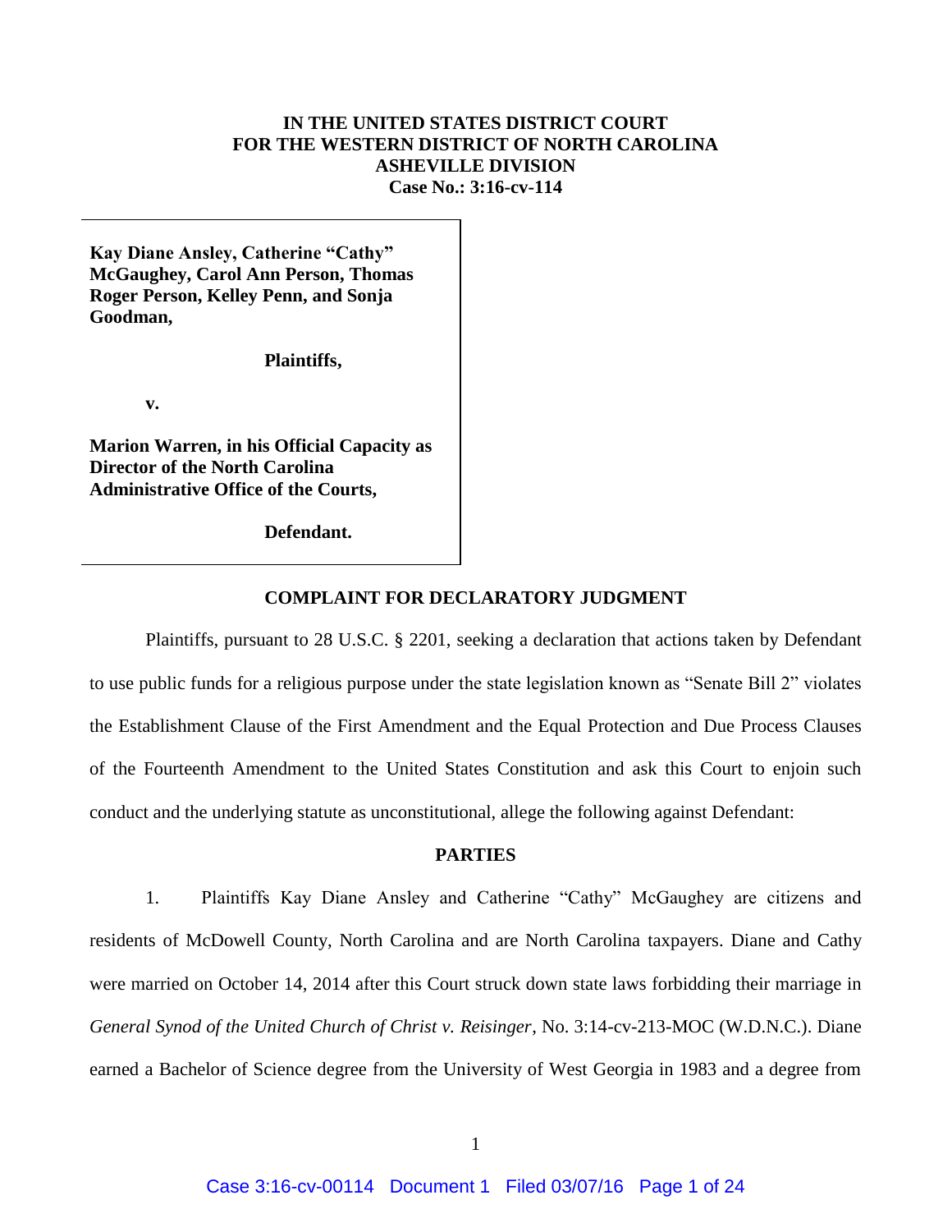**IN THE UNITED STATES DISTRICT COURT**
**FOR THE WESTERN DISTRICT OF NORTH CAROLINA**
**ASHEVILLE DIVISION**
**Case No.: 3:16-cv-114**

**Kay Diane Ansley, Catherine "Cathy" McGaughey, Carol Ann Person, Thomas Roger Person, Kelley Penn, and Sonja Goodman,**

**Plaintiffs,**

**v.**

**Marion Warren, in his Official Capacity as Director of the North Carolina Administrative Office of the Courts,**

**Defendant.**

## COMPLAINT FOR DECLARATORY JUDGMENT

Plaintiffs, pursuant to 28 U.S.C. § 2201, seeking a declaration that actions taken by Defendant to use public funds for a religious purpose under the state legislation known as "Senate Bill 2" violates the Establishment Clause of the First Amendment and the Equal Protection and Due Process Clauses of the Fourteenth Amendment to the United States Constitution and ask this Court to enjoin such conduct and the underlying statute as unconstitutional, allege the following against Defendant:

## PARTIES

1. Plaintiffs Kay Diane Ansley and Catherine "Cathy" McGaughey are citizens and residents of McDowell County, North Carolina and are North Carolina taxpayers. Diane and Cathy were married on October 14, 2014 after this Court struck down state laws forbidding their marriage in *General Synod of the United Church of Christ v. Reisinger*, No. 3:14-cv-213-MOC (W.D.N.C.). Diane earned a Bachelor of Science degree from the University of West Georgia in 1983 and a degree from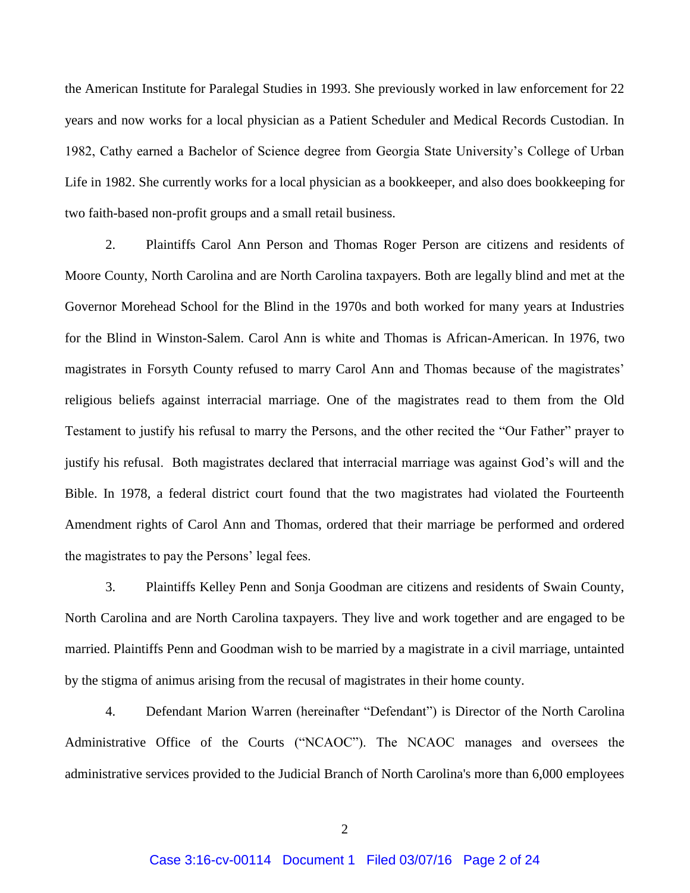the American Institute for Paralegal Studies in 1993. She previously worked in law enforcement for 22 years and now works for a local physician as a Patient Scheduler and Medical Records Custodian. In 1982, Cathy earned a Bachelor of Science degree from Georgia State University's College of Urban Life in 1982. She currently works for a local physician as a bookkeeper, and also does bookkeeping for two faith-based non-profit groups and a small retail business.

2. Plaintiffs Carol Ann Person and Thomas Roger Person are citizens and residents of Moore County, North Carolina and are North Carolina taxpayers. Both are legally blind and met at the Governor Morehead School for the Blind in the 1970s and both worked for many years at Industries for the Blind in Winston-Salem. Carol Ann is white and Thomas is African-American. In 1976, two magistrates in Forsyth County refused to marry Carol Ann and Thomas because of the magistrates' religious beliefs against interracial marriage. One of the magistrates read to them from the Old Testament to justify his refusal to marry the Persons, and the other recited the "Our Father" prayer to justify his refusal. Both magistrates declared that interracial marriage was against God's will and the Bible. In 1978, a federal district court found that the two magistrates had violated the Fourteenth Amendment rights of Carol Ann and Thomas, ordered that their marriage be performed and ordered the magistrates to pay the Persons' legal fees.

3. Plaintiffs Kelley Penn and Sonja Goodman are citizens and residents of Swain County, North Carolina and are North Carolina taxpayers. They live and work together and are engaged to be married. Plaintiffs Penn and Goodman wish to be married by a magistrate in a civil marriage, untainted by the stigma of animus arising from the recusal of magistrates in their home county.

4. Defendant Marion Warren (hereinafter "Defendant") is Director of the North Carolina Administrative Office of the Courts ("NCAOC"). The NCAOC manages and oversees the administrative services provided to the Judicial Branch of North Carolina's more than 6,000 employees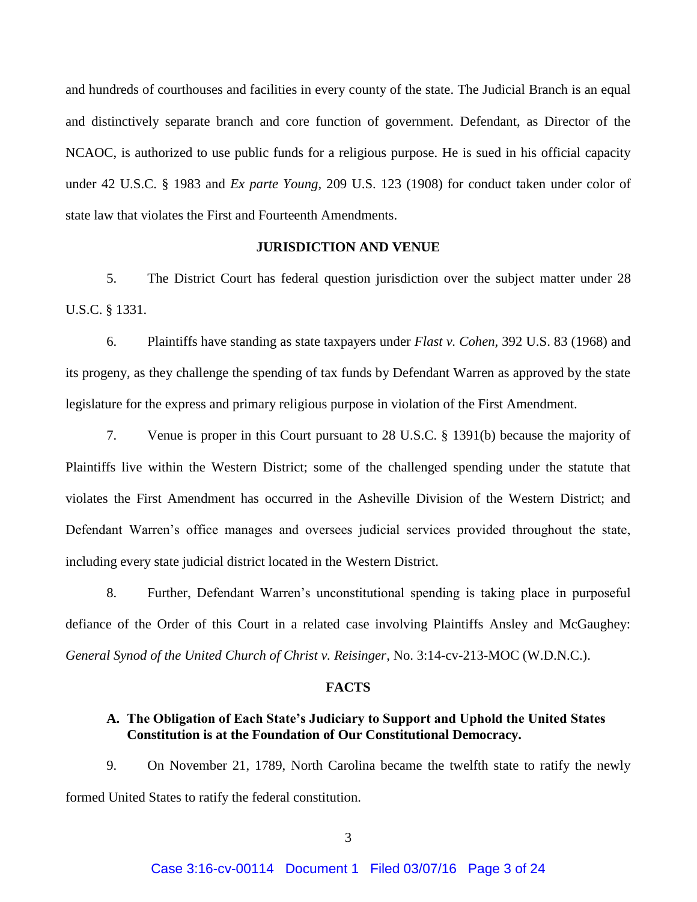and hundreds of courthouses and facilities in every county of the state. The Judicial Branch is an equal and distinctively separate branch and core function of government. Defendant, as Director of the NCAOC, is authorized to use public funds for a religious purpose. He is sued in his official capacity under 42 U.S.C. § 1983 and *Ex parte Young*, 209 U.S. 123 (1908) for conduct taken under color of state law that violates the First and Fourteenth Amendments.

## JURISDICTION AND VENUE

5. The District Court has federal question jurisdiction over the subject matter under 28 U.S.C. § 1331.

6. Plaintiffs have standing as state taxpayers under *Flast v. Cohen*, 392 U.S. 83 (1968) and its progeny, as they challenge the spending of tax funds by Defendant Warren as approved by the state legislature for the express and primary religious purpose in violation of the First Amendment.

7. Venue is proper in this Court pursuant to 28 U.S.C. § 1391(b) because the majority of Plaintiffs live within the Western District; some of the challenged spending under the statute that violates the First Amendment has occurred in the Asheville Division of the Western District; and Defendant Warren's office manages and oversees judicial services provided throughout the state, including every state judicial district located in the Western District.

8. Further, Defendant Warren's unconstitutional spending is taking place in purposeful defiance of the Order of this Court in a related case involving Plaintiffs Ansley and McGaughey: *General Synod of the United Church of Christ v. Reisinger*, No. 3:14-cv-213-MOC (W.D.N.C.).

## FACTS

### A. The Obligation of Each State's Judiciary to Support and Uphold the United States Constitution is at the Foundation of Our Constitutional Democracy.

9. On November 21, 1789, North Carolina became the twelfth state to ratify the newly formed United States to ratify the federal constitution.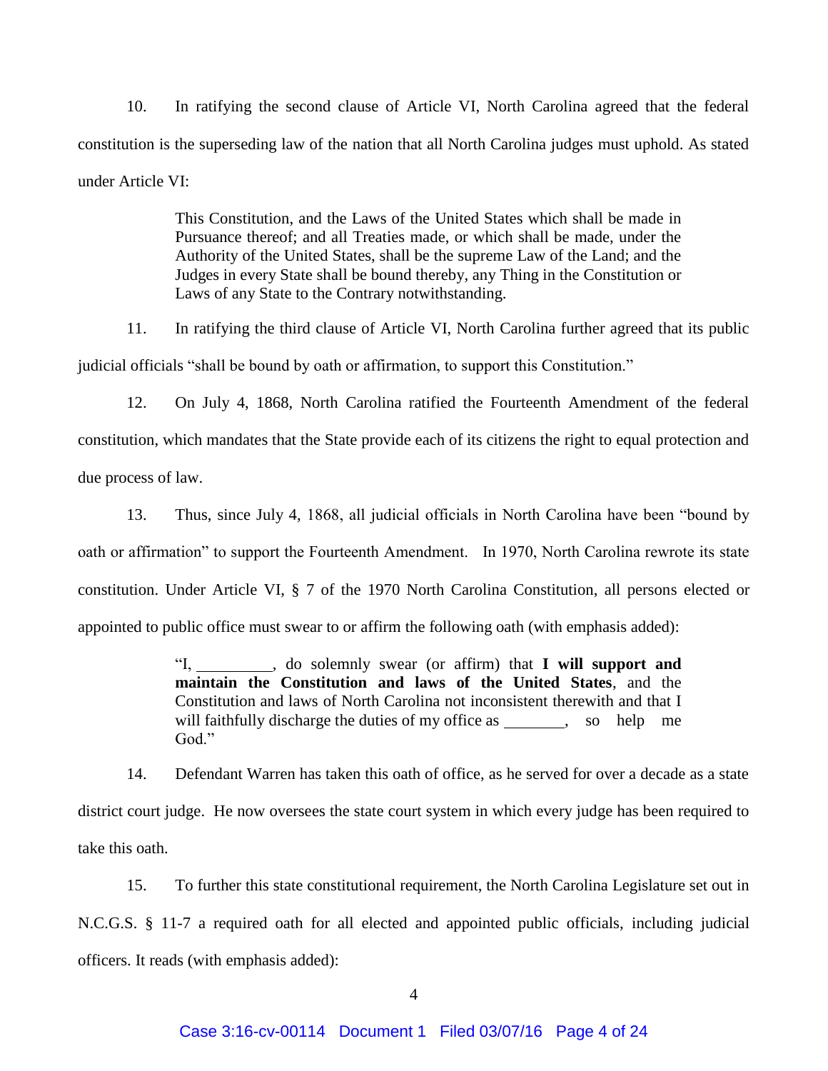10. In ratifying the second clause of Article VI, North Carolina agreed that the federal constitution is the superseding law of the nation that all North Carolina judges must uphold. As stated under Article VI:

> This Constitution, and the Laws of the United States which shall be made in Pursuance thereof; and all Treaties made, or which shall be made, under the Authority of the United States, shall be the supreme Law of the Land; and the Judges in every State shall be bound thereby, any Thing in the Constitution or Laws of any State to the Contrary notwithstanding.

11. In ratifying the third clause of Article VI, North Carolina further agreed that its public judicial officials "shall be bound by oath or affirmation, to support this Constitution."

12. On July 4, 1868, North Carolina ratified the Fourteenth Amendment of the federal constitution, which mandates that the State provide each of its citizens the right to equal protection and due process of law.

13. Thus, since July 4, 1868, all judicial officials in North Carolina have been "bound by oath or affirmation" to support the Fourteenth Amendment. In 1970, North Carolina rewrote its state constitution. Under Article VI, § 7 of the 1970 North Carolina Constitution, all persons elected or appointed to public office must swear to or affirm the following oath (with emphasis added):

> "I, _________, do solemnly swear (or affirm) that **I will support and maintain the Constitution and laws of the United States**, and the Constitution and laws of North Carolina not inconsistent therewith and that I will faithfully discharge the duties of my office as _______, so help me God."

14. Defendant Warren has taken this oath of office, as he served for over a decade as a state district court judge. He now oversees the state court system in which every judge has been required to take this oath.

15. To further this state constitutional requirement, the North Carolina Legislature set out in N.C.G.S. § 11-7 a required oath for all elected and appointed public officials, including judicial officers. It reads (with emphasis added):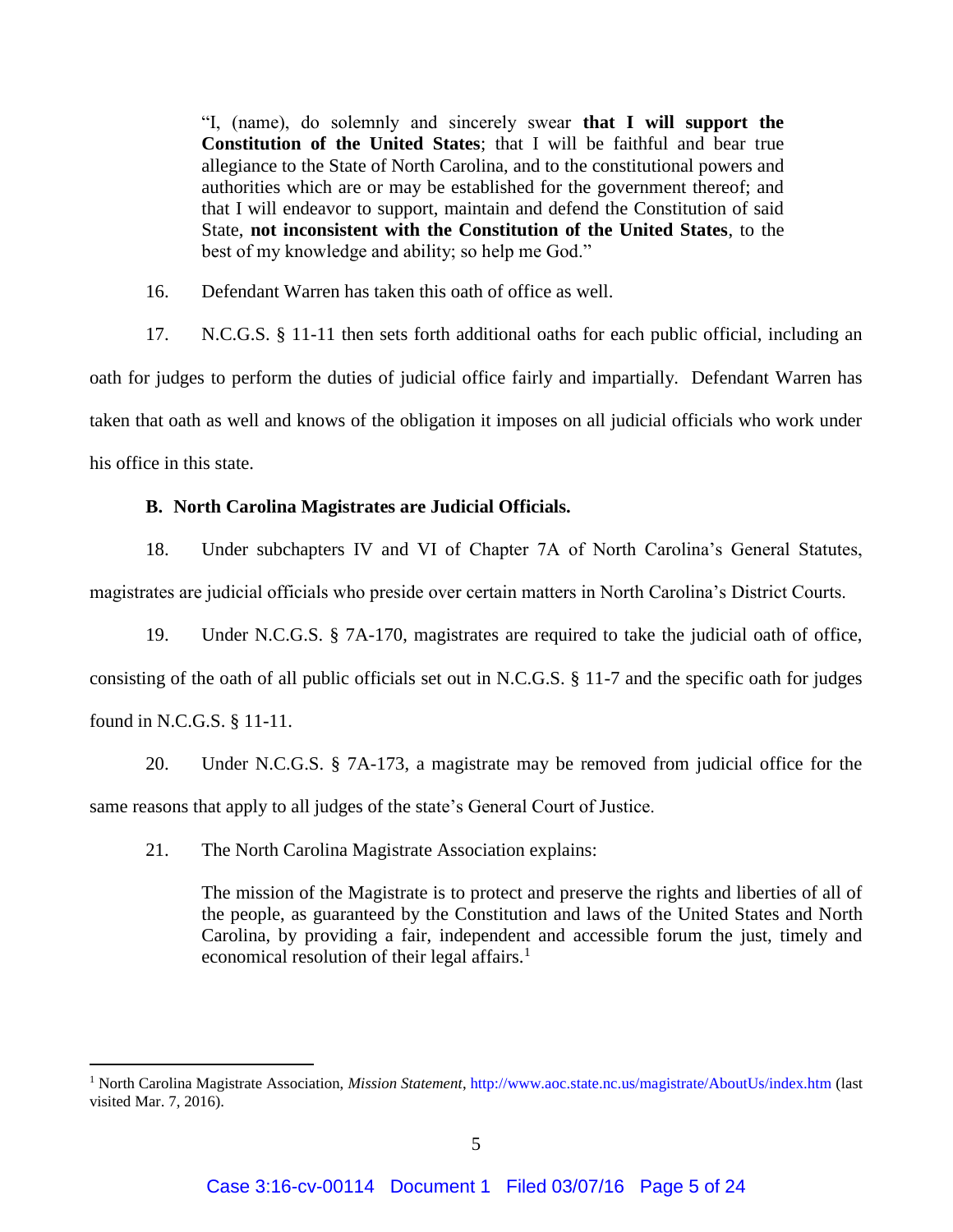> "I, (name), do solemnly and sincerely swear **that I will support the Constitution of the United States**; that I will be faithful and bear true allegiance to the State of North Carolina, and to the constitutional powers and authorities which are or may be established for the government thereof; and that I will endeavor to support, maintain and defend the Constitution of said State, **not inconsistent with the Constitution of the United States**, to the best of my knowledge and ability; so help me God."

16. Defendant Warren has taken this oath of office as well.

17. N.C.G.S. § 11-11 then sets forth additional oaths for each public official, including an oath for judges to perform the duties of judicial office fairly and impartially. Defendant Warren has taken that oath as well and knows of the obligation it imposes on all judicial officials who work under his office in this state.

**B. North Carolina Magistrates are Judicial Officials.**

18. Under subchapters IV and VI of Chapter 7A of North Carolina's General Statutes, magistrates are judicial officials who preside over certain matters in North Carolina's District Courts.

19. Under N.C.G.S. § 7A-170, magistrates are required to take the judicial oath of office, consisting of the oath of all public officials set out in N.C.G.S. § 11-7 and the specific oath for judges found in N.C.G.S. § 11-11.

20. Under N.C.G.S. § 7A-173, a magistrate may be removed from judicial office for the same reasons that apply to all judges of the state's General Court of Justice.

21. The North Carolina Magistrate Association explains:

> The mission of the Magistrate is to protect and preserve the rights and liberties of all of the people, as guaranteed by the Constitution and laws of the United States and North Carolina, by providing a fair, independent and accessible forum the just, timely and economical resolution of their legal affairs.[1]

---

[1] North Carolina Magistrate Association, *Mission Statement*, http://www.aoc.state.nc.us/magistrate/AboutUs/index.htm (last visited Mar. 7, 2016).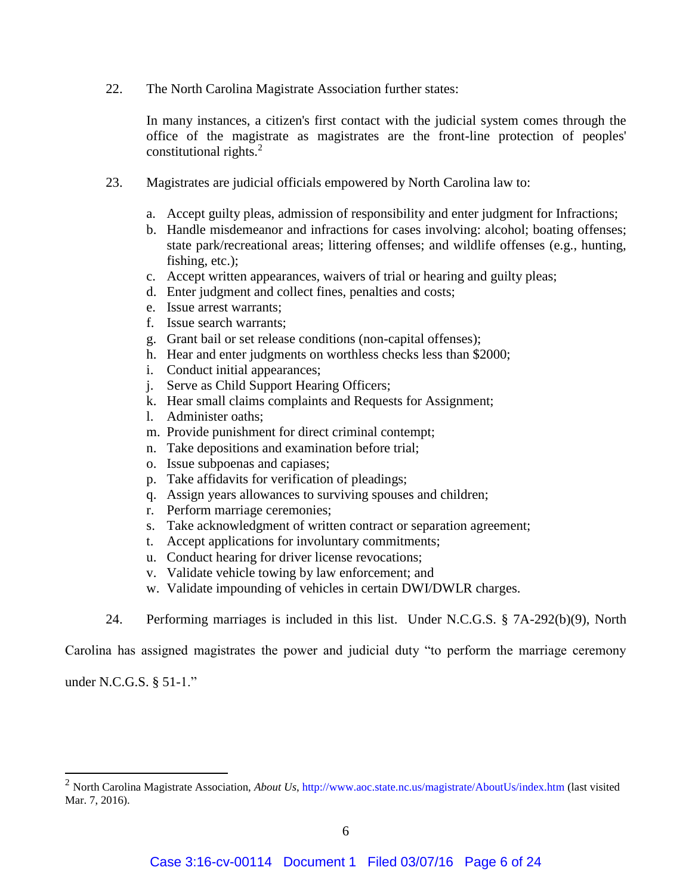22. The North Carolina Magistrate Association further states:

> In many instances, a citizen's first contact with the judicial system comes through the office of the magistrate as magistrates are the front-line protection of peoples' constitutional rights.[2]

23. Magistrates are judicial officials empowered by North Carolina law to:

   a. Accept guilty pleas, admission of responsibility and enter judgment for Infractions;
   b. Handle misdemeanor and infractions for cases involving: alcohol; boating offenses; state park/recreational areas; littering offenses; and wildlife offenses (e.g., hunting, fishing, etc.);
   c. Accept written appearances, waivers of trial or hearing and guilty pleas;
   d. Enter judgment and collect fines, penalties and costs;
   e. Issue arrest warrants;
   f. Issue search warrants;
   g. Grant bail or set release conditions (non-capital offenses);
   h. Hear and enter judgments on worthless checks less than $2000;
   i. Conduct initial appearances;
   j. Serve as Child Support Hearing Officers;
   k. Hear small claims complaints and Requests for Assignment;
   l. Administer oaths;
   m. Provide punishment for direct criminal contempt;
   n. Take depositions and examination before trial;
   o. Issue subpoenas and capiases;
   p. Take affidavits for verification of pleadings;
   q. Assign years allowances to surviving spouses and children;
   r. Perform marriage ceremonies;
   s. Take acknowledgment of written contract or separation agreement;
   t. Accept applications for involuntary commitments;
   u. Conduct hearing for driver license revocations;
   v. Validate vehicle towing by law enforcement; and
   w. Validate impounding of vehicles in certain DWI/DWLR charges.

24. Performing marriages is included in this list. Under N.C.G.S. § 7A-292(b)(9), North Carolina has assigned magistrates the power and judicial duty "to perform the marriage ceremony under N.C.G.S. § 51-1."

---

[2] North Carolina Magistrate Association, *About Us*, http://www.aoc.state.nc.us/magistrate/AboutUs/index.htm (last visited Mar. 7, 2016).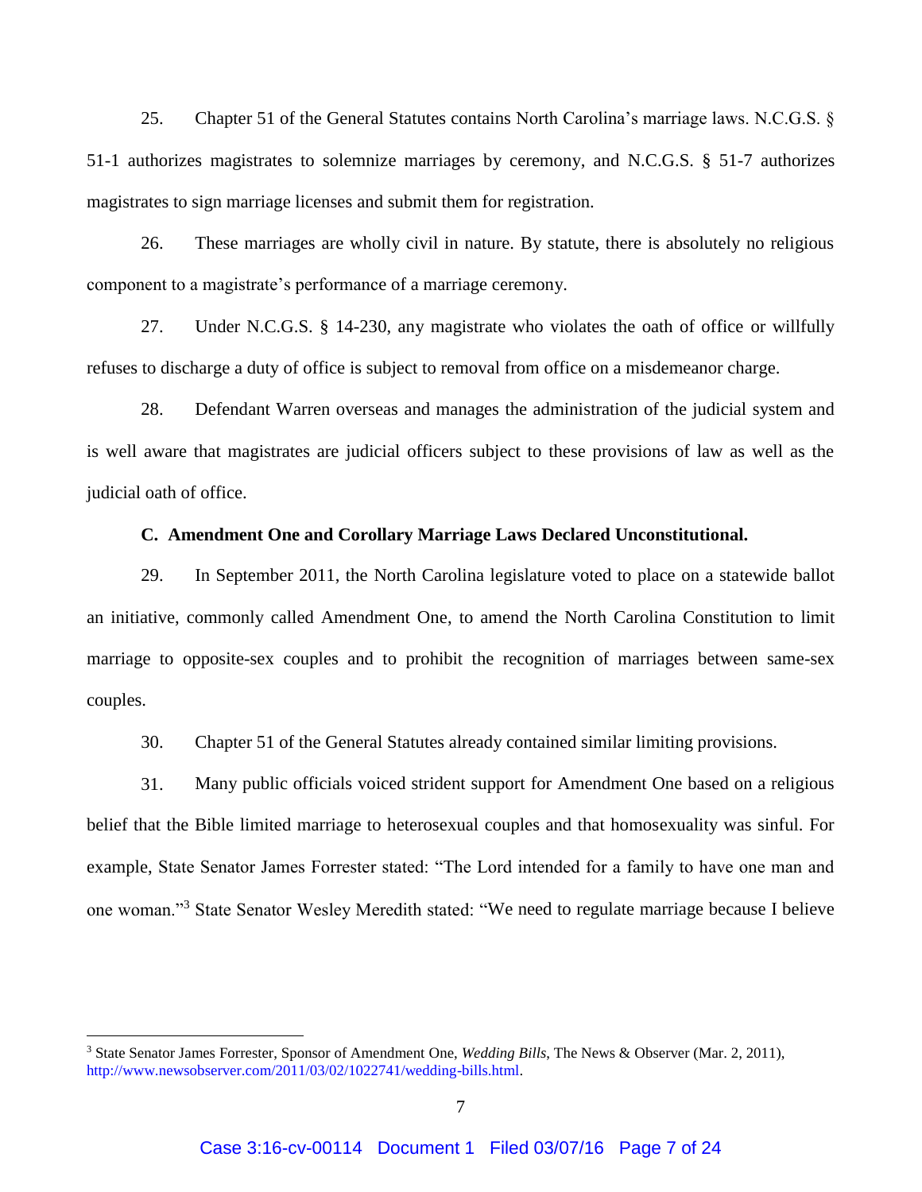25. Chapter 51 of the General Statutes contains North Carolina's marriage laws. N.C.G.S. § 51-1 authorizes magistrates to solemnize marriages by ceremony, and N.C.G.S. § 51-7 authorizes magistrates to sign marriage licenses and submit them for registration.

26. These marriages are wholly civil in nature. By statute, there is absolutely no religious component to a magistrate's performance of a marriage ceremony.

27. Under N.C.G.S. § 14-230, any magistrate who violates the oath of office or willfully refuses to discharge a duty of office is subject to removal from office on a misdemeanor charge.

28. Defendant Warren overseas and manages the administration of the judicial system and is well aware that magistrates are judicial officers subject to these provisions of law as well as the judicial oath of office.

### C. Amendment One and Corollary Marriage Laws Declared Unconstitutional.

29. In September 2011, the North Carolina legislature voted to place on a statewide ballot an initiative, commonly called Amendment One, to amend the North Carolina Constitution to limit marriage to opposite-sex couples and to prohibit the recognition of marriages between same-sex couples.

30. Chapter 51 of the General Statutes already contained similar limiting provisions.

31. Many public officials voiced strident support for Amendment One based on a religious belief that the Bible limited marriage to heterosexual couples and that homosexuality was sinful. For example, State Senator James Forrester stated: "The Lord intended for a family to have one man and one woman."[3] State Senator Wesley Meredith stated: "We need to regulate marriage because I believe

---

[3] State Senator James Forrester, Sponsor of Amendment One, *Wedding Bills*, The News & Observer (Mar. 2, 2011), http://www.newsobserver.com/2011/03/02/1022741/wedding-bills.html.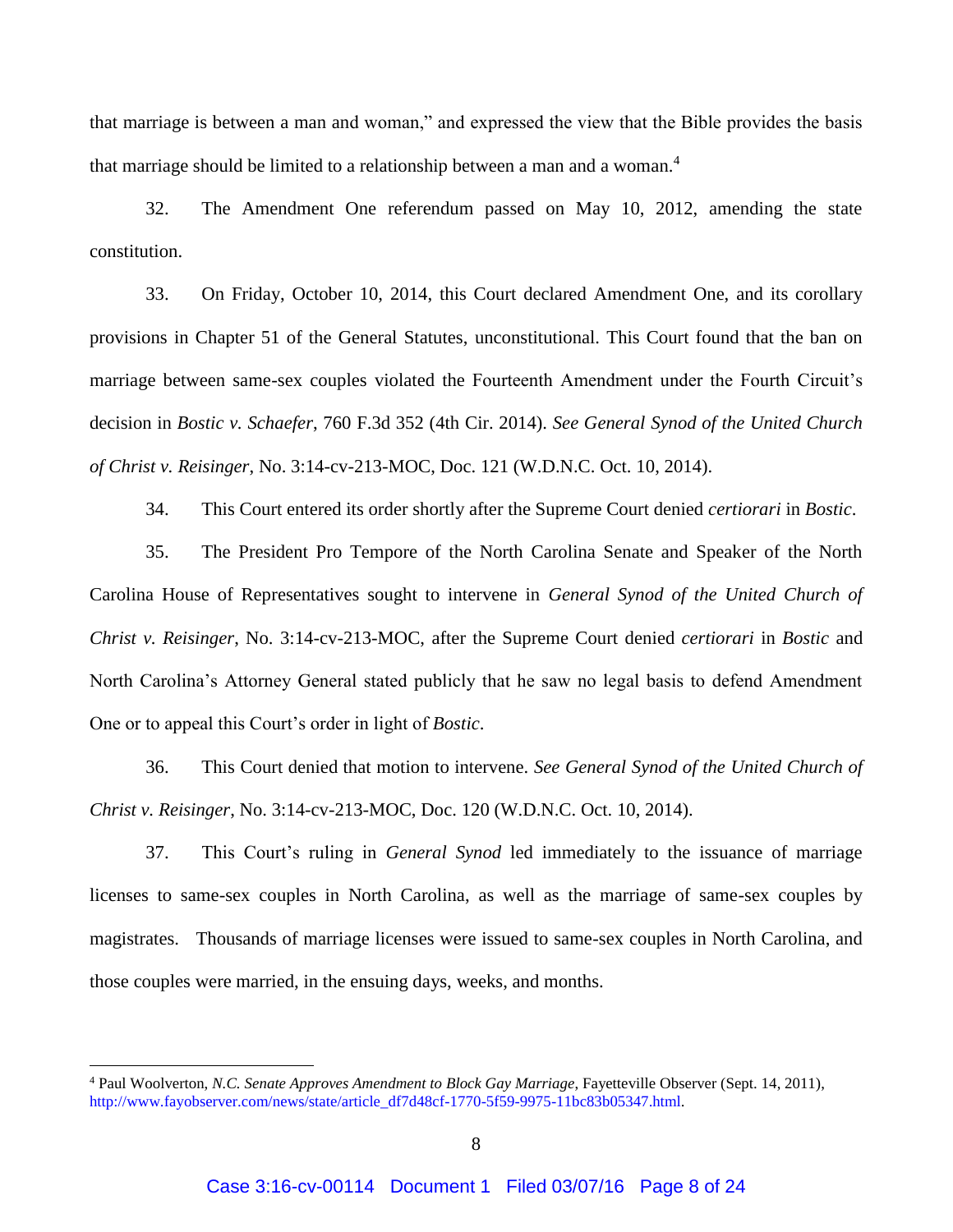that marriage is between a man and woman," and expressed the view that the Bible provides the basis that marriage should be limited to a relationship between a man and a woman.[4]

32. The Amendment One referendum passed on May 10, 2012, amending the state constitution.

33. On Friday, October 10, 2014, this Court declared Amendment One, and its corollary provisions in Chapter 51 of the General Statutes, unconstitutional. This Court found that the ban on marriage between same-sex couples violated the Fourteenth Amendment under the Fourth Circuit's decision in *Bostic v. Schaefer*, 760 F.3d 352 (4th Cir. 2014). *See General Synod of the United Church of Christ v. Reisinger*, No. 3:14-cv-213-MOC, Doc. 121 (W.D.N.C. Oct. 10, 2014).

34. This Court entered its order shortly after the Supreme Court denied *certiorari* in *Bostic*.

35. The President Pro Tempore of the North Carolina Senate and Speaker of the North Carolina House of Representatives sought to intervene in *General Synod of the United Church of Christ v. Reisinger*, No. 3:14-cv-213-MOC, after the Supreme Court denied *certiorari* in *Bostic* and North Carolina's Attorney General stated publicly that he saw no legal basis to defend Amendment One or to appeal this Court's order in light of *Bostic*.

36. This Court denied that motion to intervene. *See General Synod of the United Church of Christ v. Reisinger*, No. 3:14-cv-213-MOC, Doc. 120 (W.D.N.C. Oct. 10, 2014).

37. This Court's ruling in *General Synod* led immediately to the issuance of marriage licenses to same-sex couples in North Carolina, as well as the marriage of same-sex couples by magistrates. Thousands of marriage licenses were issued to same-sex couples in North Carolina, and those couples were married, in the ensuing days, weeks, and months.

---

[4] Paul Woolverton, *N.C. Senate Approves Amendment to Block Gay Marriage*, Fayetteville Observer (Sept. 14, 2011), http://www.fayobserver.com/news/state/article_df7d48cf-1770-5f59-9975-11bc83b05347.html.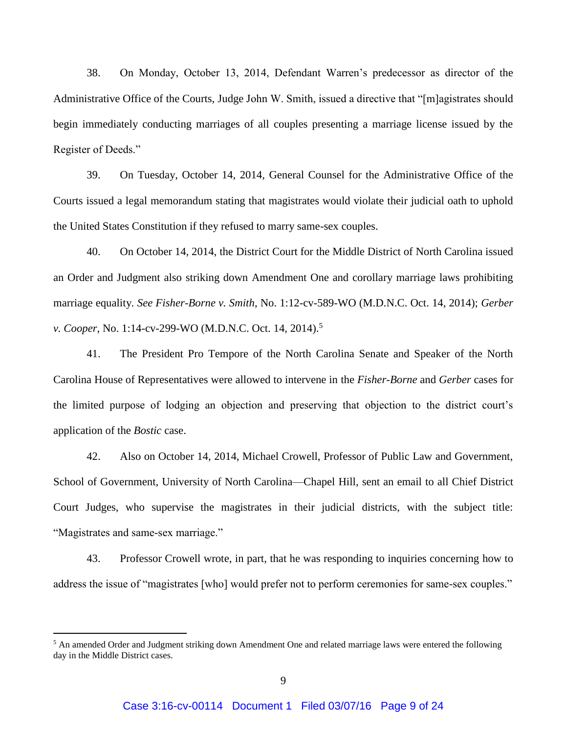38. On Monday, October 13, 2014, Defendant Warren's predecessor as director of the Administrative Office of the Courts, Judge John W. Smith, issued a directive that "[m]agistrates should begin immediately conducting marriages of all couples presenting a marriage license issued by the Register of Deeds."

39. On Tuesday, October 14, 2014, General Counsel for the Administrative Office of the Courts issued a legal memorandum stating that magistrates would violate their judicial oath to uphold the United States Constitution if they refused to marry same-sex couples.

40. On October 14, 2014, the District Court for the Middle District of North Carolina issued an Order and Judgment also striking down Amendment One and corollary marriage laws prohibiting marriage equality. *See Fisher-Borne v. Smith*, No. 1:12-cv-589-WO (M.D.N.C. Oct. 14, 2014); *Gerber v. Cooper*, No. 1:14-cv-299-WO (M.D.N.C. Oct. 14, 2014).[5]

41. The President Pro Tempore of the North Carolina Senate and Speaker of the North Carolina House of Representatives were allowed to intervene in the *Fisher-Borne* and *Gerber* cases for the limited purpose of lodging an objection and preserving that objection to the district court's application of the *Bostic* case.

42. Also on October 14, 2014, Michael Crowell, Professor of Public Law and Government, School of Government, University of North Carolina—Chapel Hill, sent an email to all Chief District Court Judges, who supervise the magistrates in their judicial districts, with the subject title: "Magistrates and same-sex marriage."

43. Professor Crowell wrote, in part, that he was responding to inquiries concerning how to address the issue of "magistrates [who] would prefer not to perform ceremonies for same-sex couples."

---

[5] An amended Order and Judgment striking down Amendment One and related marriage laws were entered the following day in the Middle District cases.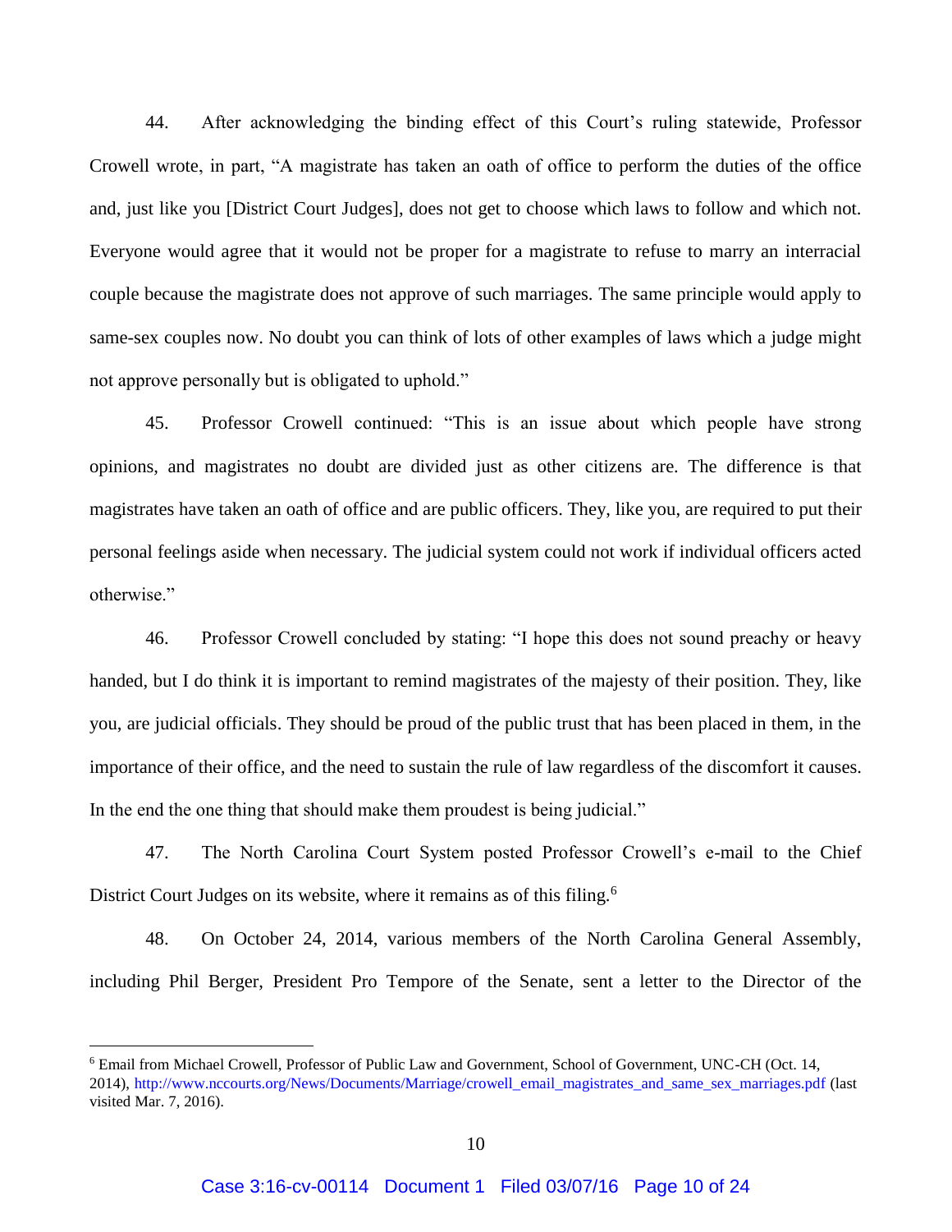44. After acknowledging the binding effect of this Court's ruling statewide, Professor Crowell wrote, in part, "A magistrate has taken an oath of office to perform the duties of the office and, just like you [District Court Judges], does not get to choose which laws to follow and which not. Everyone would agree that it would not be proper for a magistrate to refuse to marry an interracial couple because the magistrate does not approve of such marriages. The same principle would apply to same-sex couples now. No doubt you can think of lots of other examples of laws which a judge might not approve personally but is obligated to uphold."

45. Professor Crowell continued: "This is an issue about which people have strong opinions, and magistrates no doubt are divided just as other citizens are. The difference is that magistrates have taken an oath of office and are public officers. They, like you, are required to put their personal feelings aside when necessary. The judicial system could not work if individual officers acted otherwise."

46. Professor Crowell concluded by stating: "I hope this does not sound preachy or heavy handed, but I do think it is important to remind magistrates of the majesty of their position. They, like you, are judicial officials. They should be proud of the public trust that has been placed in them, in the importance of their office, and the need to sustain the rule of law regardless of the discomfort it causes. In the end the one thing that should make them proudest is being judicial."

47. The North Carolina Court System posted Professor Crowell's e-mail to the Chief District Court Judges on its website, where it remains as of this filing.[6]

48. On October 24, 2014, various members of the North Carolina General Assembly, including Phil Berger, President Pro Tempore of the Senate, sent a letter to the Director of the

---

[6] Email from Michael Crowell, Professor of Public Law and Government, School of Government, UNC-CH (Oct. 14, 2014), http://www.nccourts.org/News/Documents/Marriage/crowell_email_magistrates_and_same_sex_marriages.pdf (last visited Mar. 7, 2016).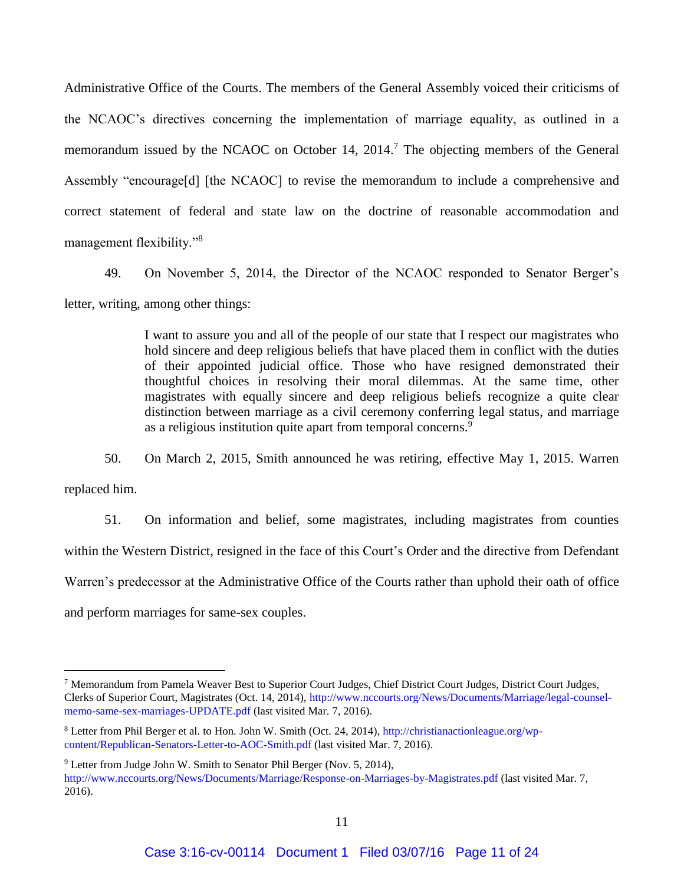Administrative Office of the Courts. The members of the General Assembly voiced their criticisms of the NCAOC's directives concerning the implementation of marriage equality, as outlined in a memorandum issued by the NCAOC on October 14, 2014.[7] The objecting members of the General Assembly "encourage[d] [the NCAOC] to revise the memorandum to include a comprehensive and correct statement of federal and state law on the doctrine of reasonable accommodation and management flexibility."[8]

49. On November 5, 2014, the Director of the NCAOC responded to Senator Berger's letter, writing, among other things:

> I want to assure you and all of the people of our state that I respect our magistrates who hold sincere and deep religious beliefs that have placed them in conflict with the duties of their appointed judicial office. Those who have resigned demonstrated their thoughtful choices in resolving their moral dilemmas. At the same time, other magistrates with equally sincere and deep religious beliefs recognize a quite clear distinction between marriage as a civil ceremony conferring legal status, and marriage as a religious institution quite apart from temporal concerns.[9]

50. On March 2, 2015, Smith announced he was retiring, effective May 1, 2015. Warren replaced him.

51. On information and belief, some magistrates, including magistrates from counties within the Western District, resigned in the face of this Court's Order and the directive from Defendant Warren's predecessor at the Administrative Office of the Courts rather than uphold their oath of office and perform marriages for same-sex couples.

---

[7] Memorandum from Pamela Weaver Best to Superior Court Judges, Chief District Court Judges, District Court Judges, Clerks of Superior Court, Magistrates (Oct. 14, 2014), http://www.nccourts.org/News/Documents/Marriage/legal-counsel-memo-same-sex-marriages-UPDATE.pdf (last visited Mar. 7, 2016).

[8] Letter from Phil Berger et al. to Hon. John W. Smith (Oct. 24, 2014), http://christianactionleague.org/wp-content/Republican-Senators-Letter-to-AOC-Smith.pdf (last visited Mar. 7, 2016).

[9] Letter from Judge John W. Smith to Senator Phil Berger (Nov. 5, 2014), http://www.nccourts.org/News/Documents/Marriage/Response-on-Marriages-by-Magistrates.pdf (last visited Mar. 7, 2016).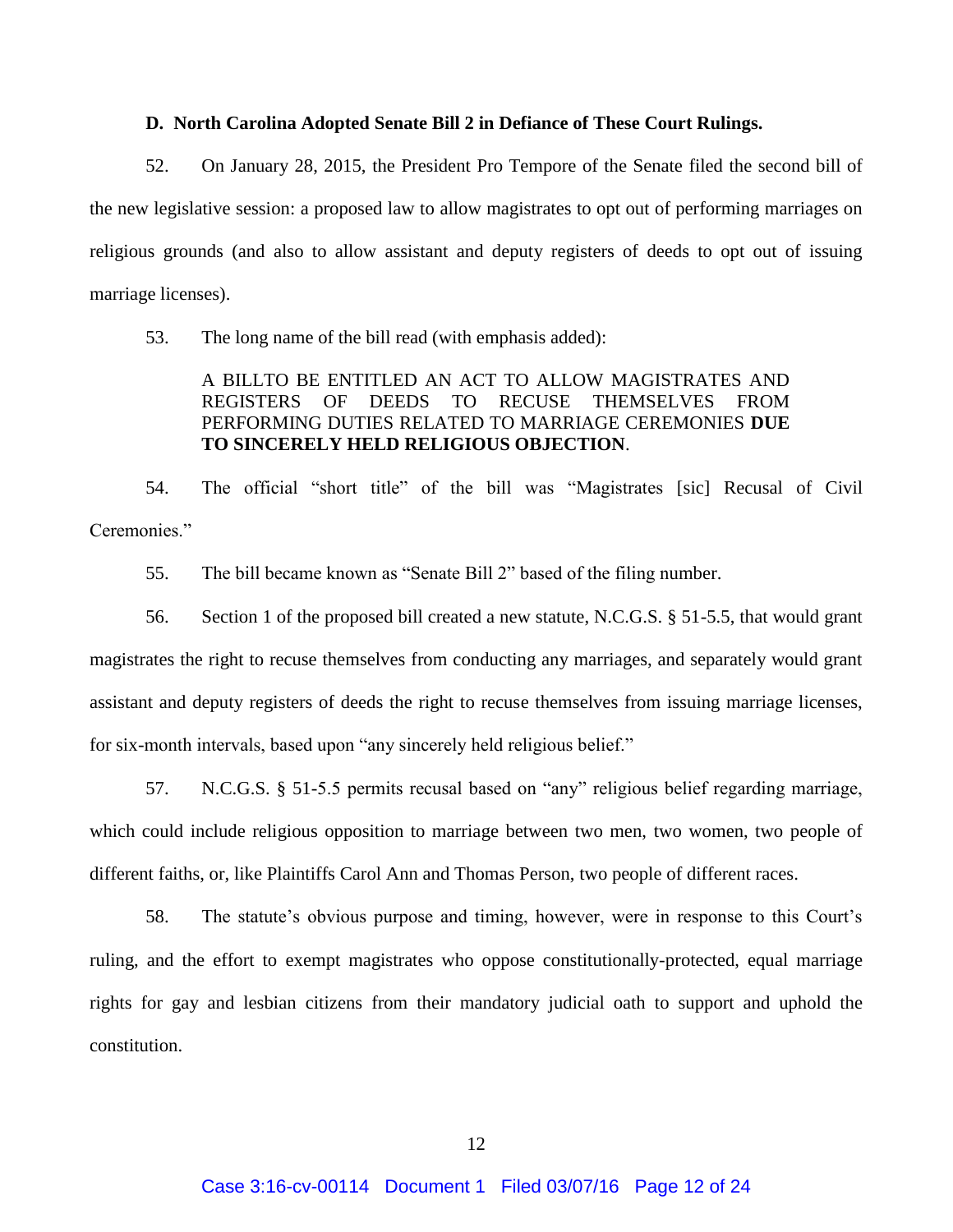**D. North Carolina Adopted Senate Bill 2 in Defiance of These Court Rulings.**

52. On January 28, 2015, the President Pro Tempore of the Senate filed the second bill of the new legislative session: a proposed law to allow magistrates to opt out of performing marriages on religious grounds (and also to allow assistant and deputy registers of deeds to opt out of issuing marriage licenses).

53. The long name of the bill read (with emphasis added):

> A BILLTO BE ENTITLED AN ACT TO ALLOW MAGISTRATES AND REGISTERS OF DEEDS TO RECUSE THEMSELVES FROM PERFORMING DUTIES RELATED TO MARRIAGE CEREMONIES **DUE TO SINCERELY HELD RELIGIOUS OBJECTION**.

54. The official "short title" of the bill was "Magistrates [sic] Recusal of Civil Ceremonies."

55. The bill became known as "Senate Bill 2" based of the filing number.

56. Section 1 of the proposed bill created a new statute, N.C.G.S. § 51-5.5, that would grant magistrates the right to recuse themselves from conducting any marriages, and separately would grant assistant and deputy registers of deeds the right to recuse themselves from issuing marriage licenses, for six-month intervals, based upon "any sincerely held religious belief."

57. N.C.G.S. § 51-5.5 permits recusal based on "any" religious belief regarding marriage, which could include religious opposition to marriage between two men, two women, two people of different faiths, or, like Plaintiffs Carol Ann and Thomas Person, two people of different races.

58. The statute's obvious purpose and timing, however, were in response to this Court's ruling, and the effort to exempt magistrates who oppose constitutionally-protected, equal marriage rights for gay and lesbian citizens from their mandatory judicial oath to support and uphold the constitution.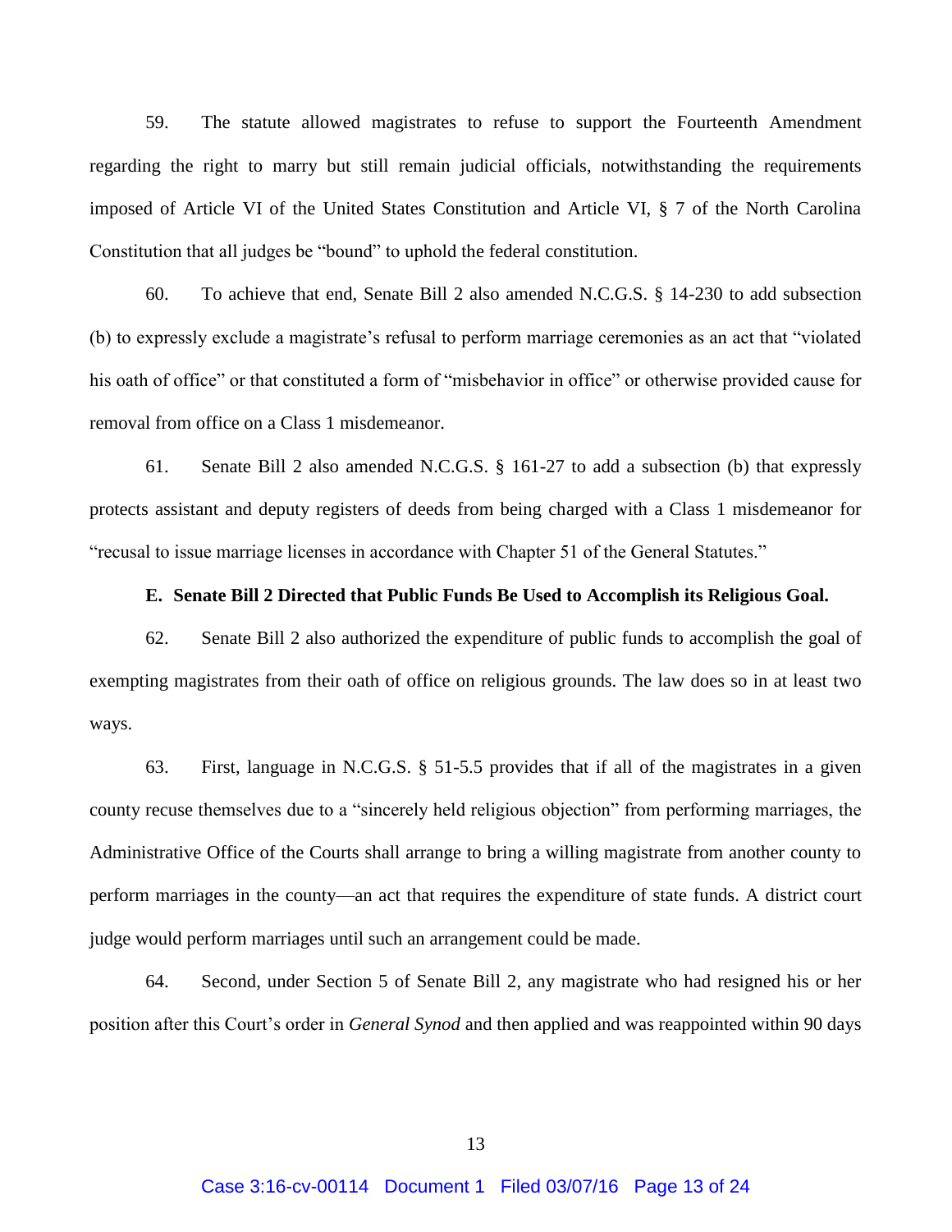59. The statute allowed magistrates to refuse to support the Fourteenth Amendment regarding the right to marry but still remain judicial officials, notwithstanding the requirements imposed of Article VI of the United States Constitution and Article VI, § 7 of the North Carolina Constitution that all judges be "bound" to uphold the federal constitution.

60. To achieve that end, Senate Bill 2 also amended N.C.G.S. § 14-230 to add subsection (b) to expressly exclude a magistrate's refusal to perform marriage ceremonies as an act that "violated his oath of office" or that constituted a form of "misbehavior in office" or otherwise provided cause for removal from office on a Class 1 misdemeanor.

61. Senate Bill 2 also amended N.C.G.S. § 161-27 to add a subsection (b) that expressly protects assistant and deputy registers of deeds from being charged with a Class 1 misdemeanor for "recusal to issue marriage licenses in accordance with Chapter 51 of the General Statutes."

### E. Senate Bill 2 Directed that Public Funds Be Used to Accomplish its Religious Goal.

62. Senate Bill 2 also authorized the expenditure of public funds to accomplish the goal of exempting magistrates from their oath of office on religious grounds. The law does so in at least two ways.

63. First, language in N.C.G.S. § 51-5.5 provides that if all of the magistrates in a given county recuse themselves due to a "sincerely held religious objection" from performing marriages, the Administrative Office of the Courts shall arrange to bring a willing magistrate from another county to perform marriages in the county—an act that requires the expenditure of state funds. A district court judge would perform marriages until such an arrangement could be made.

64. Second, under Section 5 of Senate Bill 2, any magistrate who had resigned his or her position after this Court's order in *General Synod* and then applied and was reappointed within 90 days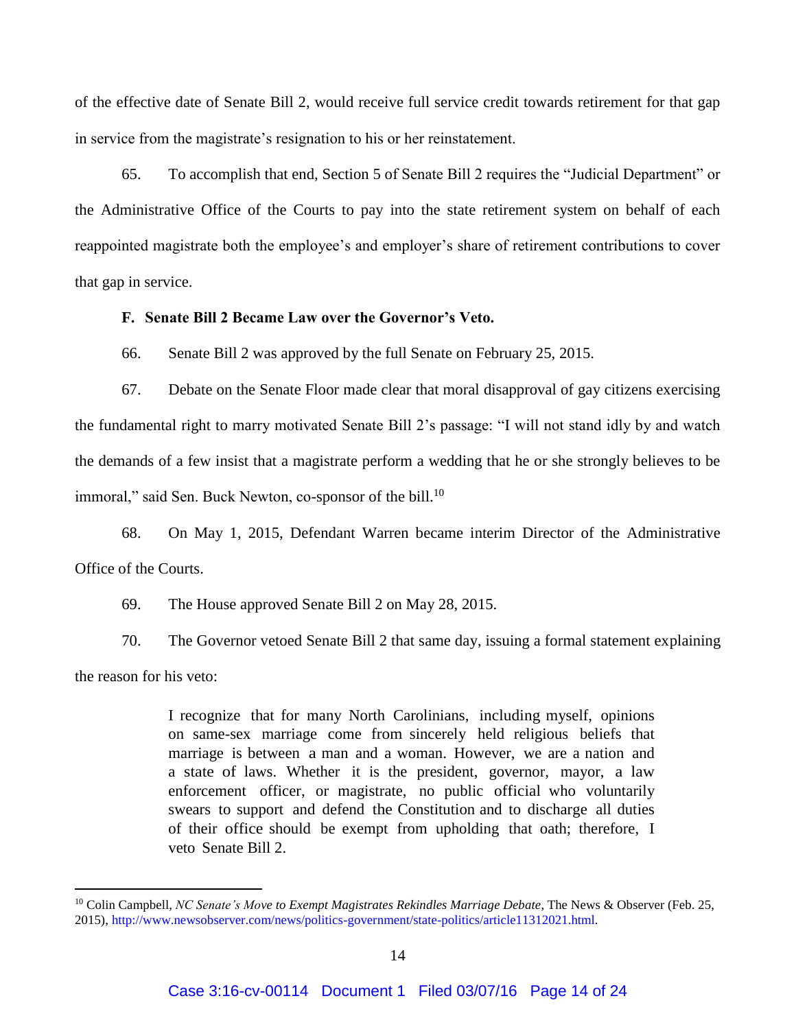of the effective date of Senate Bill 2, would receive full service credit towards retirement for that gap in service from the magistrate's resignation to his or her reinstatement.

65. To accomplish that end, Section 5 of Senate Bill 2 requires the "Judicial Department" or the Administrative Office of the Courts to pay into the state retirement system on behalf of each reappointed magistrate both the employee's and employer's share of retirement contributions to cover that gap in service.

**F. Senate Bill 2 Became Law over the Governor's Veto.**

66. Senate Bill 2 was approved by the full Senate on February 25, 2015.

67. Debate on the Senate Floor made clear that moral disapproval of gay citizens exercising the fundamental right to marry motivated Senate Bill 2's passage: "I will not stand idly by and watch the demands of a few insist that a magistrate perform a wedding that he or she strongly believes to be immoral," said Sen. Buck Newton, co-sponsor of the bill.[10]

68. On May 1, 2015, Defendant Warren became interim Director of the Administrative Office of the Courts.

69. The House approved Senate Bill 2 on May 28, 2015.

70. The Governor vetoed Senate Bill 2 that same day, issuing a formal statement explaining the reason for his veto:

> I recognize that for many North Carolinians, including myself, opinions on same-sex marriage come from sincerely held religious beliefs that marriage is between a man and a woman. However, we are a nation and a state of laws. Whether it is the president, governor, mayor, a law enforcement officer, or magistrate, no public official who voluntarily swears to support and defend the Constitution and to discharge all duties of their office should be exempt from upholding that oath; therefore, I veto Senate Bill 2.

---

[10] Colin Campbell, *NC Senate's Move to Exempt Magistrates Rekindles Marriage Debate*, The News & Observer (Feb. 25, 2015), http://www.newsobserver.com/news/politics-government/state-politics/article11312021.html.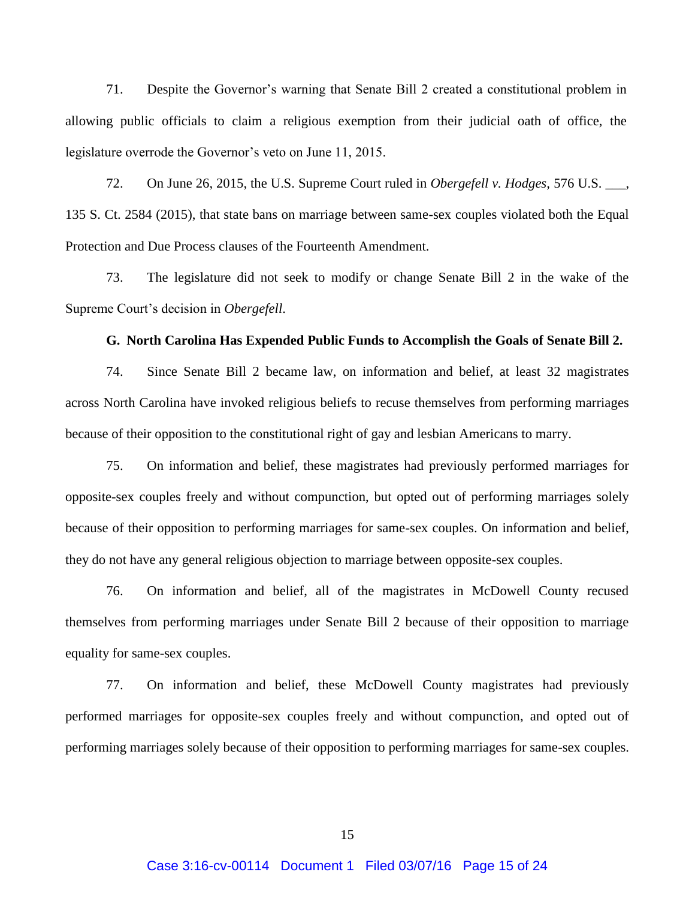71. Despite the Governor's warning that Senate Bill 2 created a constitutional problem in allowing public officials to claim a religious exemption from their judicial oath of office, the legislature overrode the Governor's veto on June 11, 2015.

72. On June 26, 2015, the U.S. Supreme Court ruled in *Obergefell v. Hodges,* 576 U.S. ___, 135 S. Ct. 2584 (2015), that state bans on marriage between same-sex couples violated both the Equal Protection and Due Process clauses of the Fourteenth Amendment.

73. The legislature did not seek to modify or change Senate Bill 2 in the wake of the Supreme Court's decision in *Obergefell*.

**G. North Carolina Has Expended Public Funds to Accomplish the Goals of Senate Bill 2.**

74. Since Senate Bill 2 became law, on information and belief, at least 32 magistrates across North Carolina have invoked religious beliefs to recuse themselves from performing marriages because of their opposition to the constitutional right of gay and lesbian Americans to marry.

75. On information and belief, these magistrates had previously performed marriages for opposite-sex couples freely and without compunction, but opted out of performing marriages solely because of their opposition to performing marriages for same-sex couples. On information and belief, they do not have any general religious objection to marriage between opposite-sex couples.

76. On information and belief, all of the magistrates in McDowell County recused themselves from performing marriages under Senate Bill 2 because of their opposition to marriage equality for same-sex couples.

77. On information and belief, these McDowell County magistrates had previously performed marriages for opposite-sex couples freely and without compunction, and opted out of performing marriages solely because of their opposition to performing marriages for same-sex couples.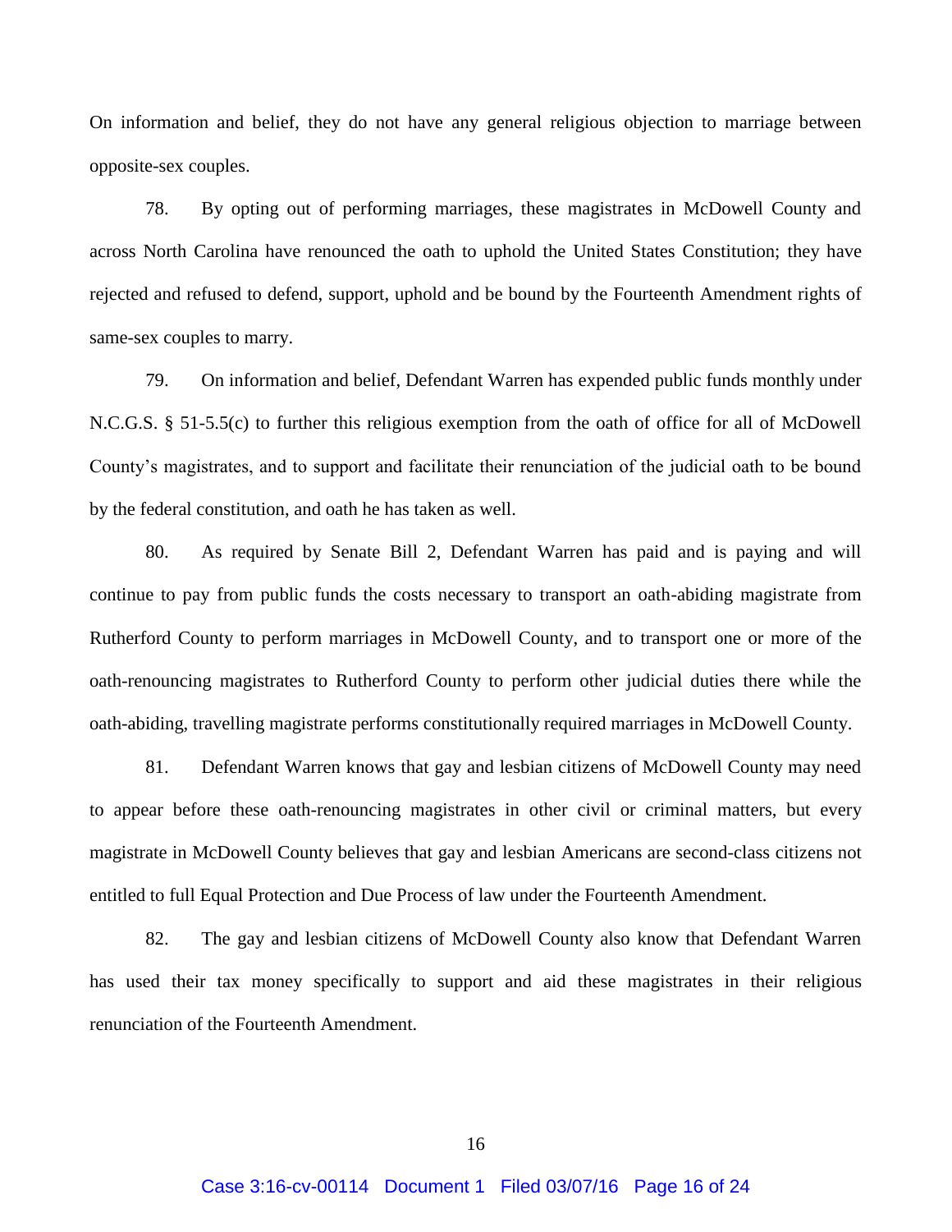On information and belief, they do not have any general religious objection to marriage between opposite-sex couples.

78. By opting out of performing marriages, these magistrates in McDowell County and across North Carolina have renounced the oath to uphold the United States Constitution; they have rejected and refused to defend, support, uphold and be bound by the Fourteenth Amendment rights of same-sex couples to marry.

79. On information and belief, Defendant Warren has expended public funds monthly under N.C.G.S. § 51-5.5(c) to further this religious exemption from the oath of office for all of McDowell County's magistrates, and to support and facilitate their renunciation of the judicial oath to be bound by the federal constitution, and oath he has taken as well.

80. As required by Senate Bill 2, Defendant Warren has paid and is paying and will continue to pay from public funds the costs necessary to transport an oath-abiding magistrate from Rutherford County to perform marriages in McDowell County, and to transport one or more of the oath-renouncing magistrates to Rutherford County to perform other judicial duties there while the oath-abiding, travelling magistrate performs constitutionally required marriages in McDowell County.

81. Defendant Warren knows that gay and lesbian citizens of McDowell County may need to appear before these oath-renouncing magistrates in other civil or criminal matters, but every magistrate in McDowell County believes that gay and lesbian Americans are second-class citizens not entitled to full Equal Protection and Due Process of law under the Fourteenth Amendment.

82. The gay and lesbian citizens of McDowell County also know that Defendant Warren has used their tax money specifically to support and aid these magistrates in their religious renunciation of the Fourteenth Amendment.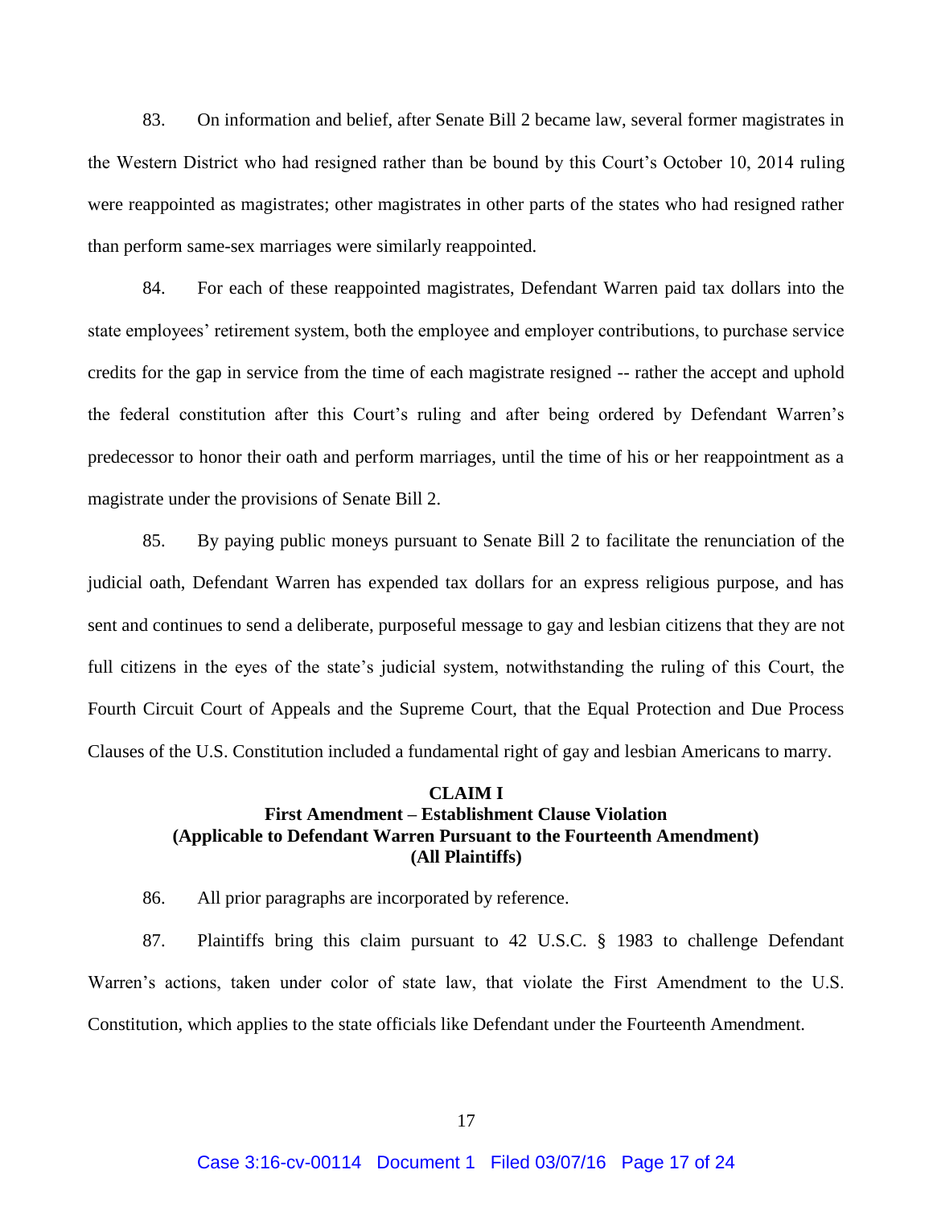83. On information and belief, after Senate Bill 2 became law, several former magistrates in the Western District who had resigned rather than be bound by this Court's October 10, 2014 ruling were reappointed as magistrates; other magistrates in other parts of the states who had resigned rather than perform same-sex marriages were similarly reappointed.

84. For each of these reappointed magistrates, Defendant Warren paid tax dollars into the state employees' retirement system, both the employee and employer contributions, to purchase service credits for the gap in service from the time of each magistrate resigned -- rather the accept and uphold the federal constitution after this Court's ruling and after being ordered by Defendant Warren's predecessor to honor their oath and perform marriages, until the time of his or her reappointment as a magistrate under the provisions of Senate Bill 2.

85. By paying public moneys pursuant to Senate Bill 2 to facilitate the renunciation of the judicial oath, Defendant Warren has expended tax dollars for an express religious purpose, and has sent and continues to send a deliberate, purposeful message to gay and lesbian citizens that they are not full citizens in the eyes of the state's judicial system, notwithstanding the ruling of this Court, the Fourth Circuit Court of Appeals and the Supreme Court, that the Equal Protection and Due Process Clauses of the U.S. Constitution included a fundamental right of gay and lesbian Americans to marry.

**CLAIM I**
**First Amendment – Establishment Clause Violation**
**(Applicable to Defendant Warren Pursuant to the Fourteenth Amendment)**
**(All Plaintiffs)**

86. All prior paragraphs are incorporated by reference.

87. Plaintiffs bring this claim pursuant to 42 U.S.C. § 1983 to challenge Defendant Warren's actions, taken under color of state law, that violate the First Amendment to the U.S. Constitution, which applies to the state officials like Defendant under the Fourteenth Amendment.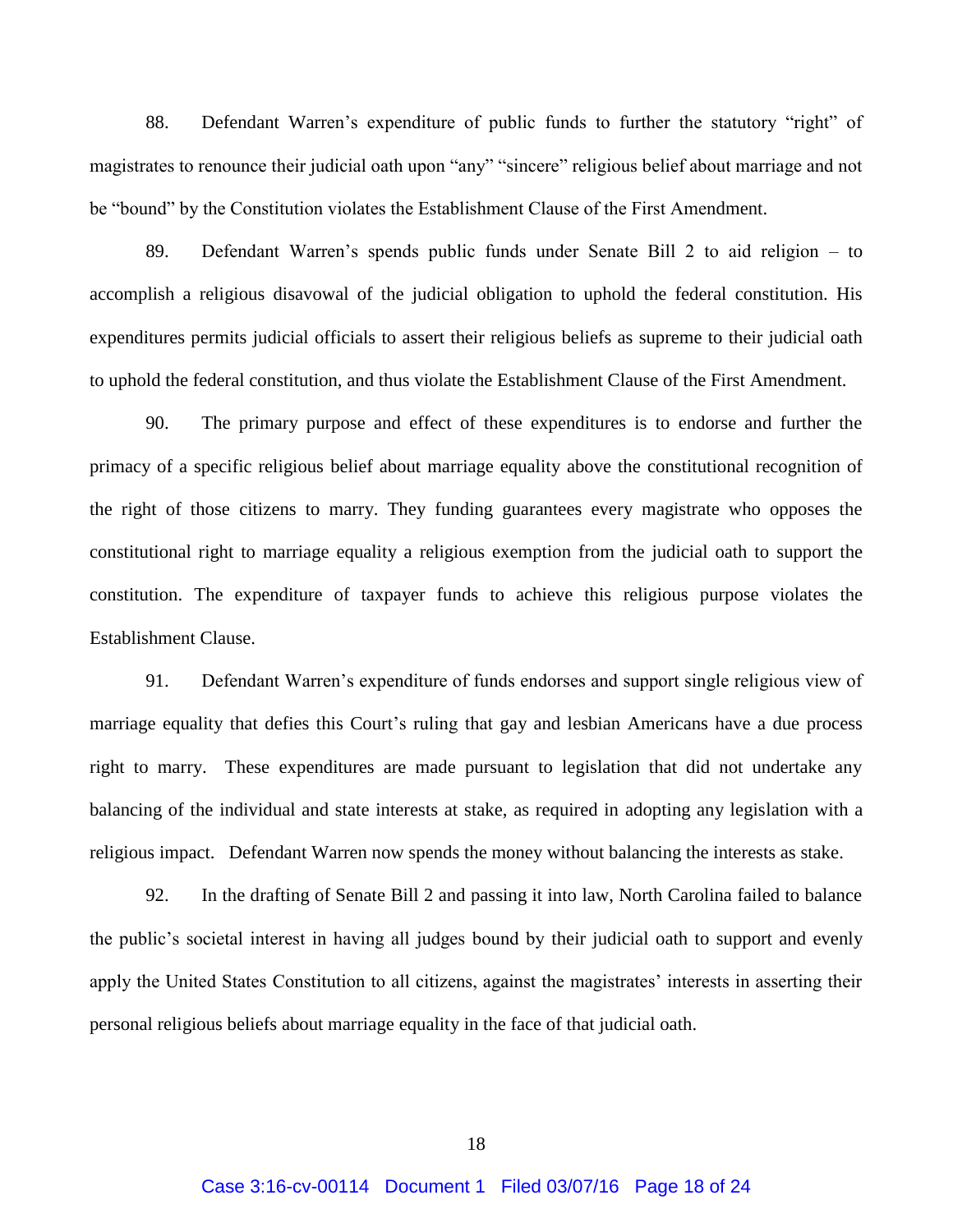88. Defendant Warren's expenditure of public funds to further the statutory "right" of magistrates to renounce their judicial oath upon "any" "sincere" religious belief about marriage and not be "bound" by the Constitution violates the Establishment Clause of the First Amendment.

89. Defendant Warren's spends public funds under Senate Bill 2 to aid religion – to accomplish a religious disavowal of the judicial obligation to uphold the federal constitution. His expenditures permits judicial officials to assert their religious beliefs as supreme to their judicial oath to uphold the federal constitution, and thus violate the Establishment Clause of the First Amendment.

90. The primary purpose and effect of these expenditures is to endorse and further the primacy of a specific religious belief about marriage equality above the constitutional recognition of the right of those citizens to marry. They funding guarantees every magistrate who opposes the constitutional right to marriage equality a religious exemption from the judicial oath to support the constitution. The expenditure of taxpayer funds to achieve this religious purpose violates the Establishment Clause.

91. Defendant Warren's expenditure of funds endorses and support single religious view of marriage equality that defies this Court's ruling that gay and lesbian Americans have a due process right to marry. These expenditures are made pursuant to legislation that did not undertake any balancing of the individual and state interests at stake, as required in adopting any legislation with a religious impact. Defendant Warren now spends the money without balancing the interests as stake.

92. In the drafting of Senate Bill 2 and passing it into law, North Carolina failed to balance the public's societal interest in having all judges bound by their judicial oath to support and evenly apply the United States Constitution to all citizens, against the magistrates' interests in asserting their personal religious beliefs about marriage equality in the face of that judicial oath.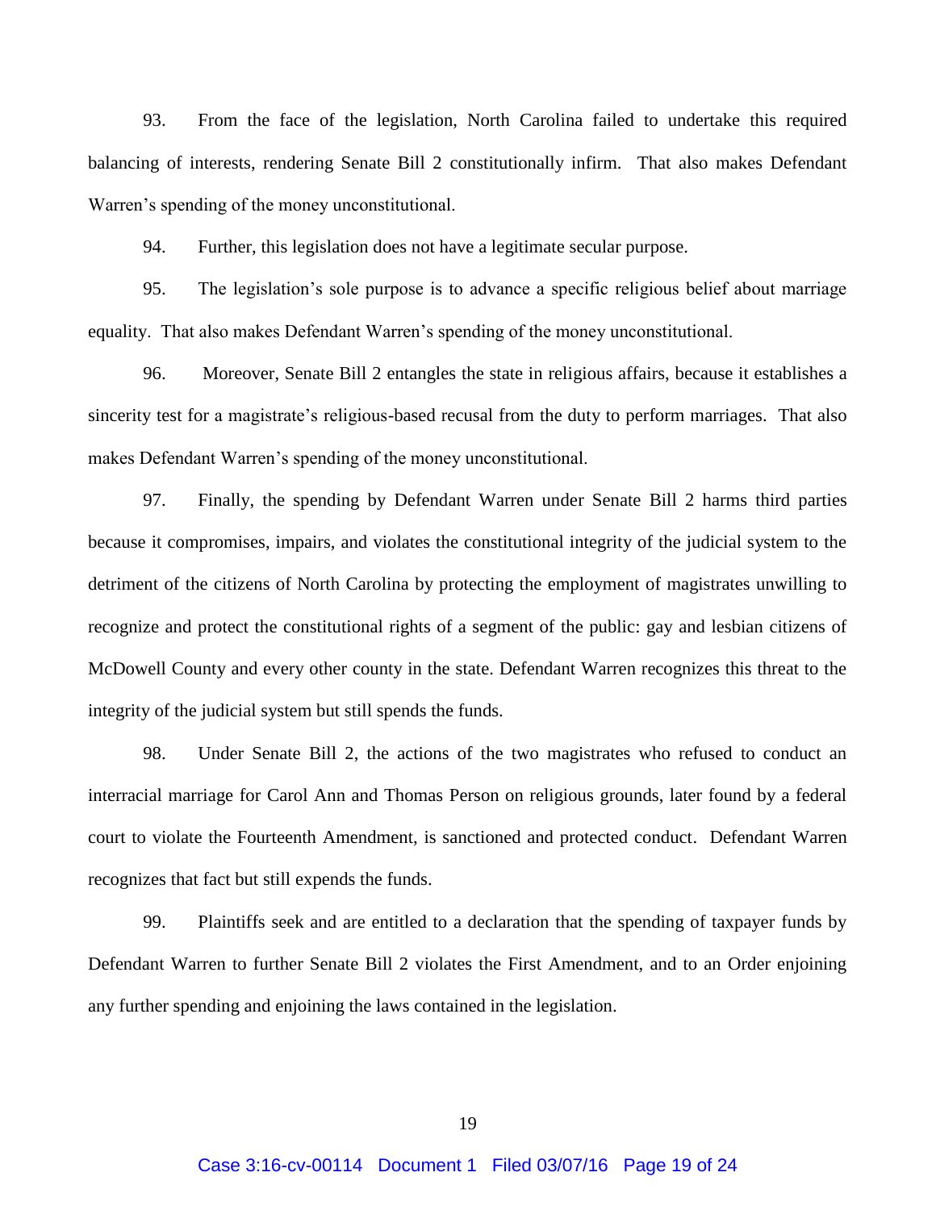93. From the face of the legislation, North Carolina failed to undertake this required balancing of interests, rendering Senate Bill 2 constitutionally infirm. That also makes Defendant Warren's spending of the money unconstitutional.

94. Further, this legislation does not have a legitimate secular purpose.

95. The legislation's sole purpose is to advance a specific religious belief about marriage equality. That also makes Defendant Warren's spending of the money unconstitutional.

96. Moreover, Senate Bill 2 entangles the state in religious affairs, because it establishes a sincerity test for a magistrate's religious-based recusal from the duty to perform marriages. That also makes Defendant Warren's spending of the money unconstitutional.

97. Finally, the spending by Defendant Warren under Senate Bill 2 harms third parties because it compromises, impairs, and violates the constitutional integrity of the judicial system to the detriment of the citizens of North Carolina by protecting the employment of magistrates unwilling to recognize and protect the constitutional rights of a segment of the public: gay and lesbian citizens of McDowell County and every other county in the state. Defendant Warren recognizes this threat to the integrity of the judicial system but still spends the funds.

98. Under Senate Bill 2, the actions of the two magistrates who refused to conduct an interracial marriage for Carol Ann and Thomas Person on religious grounds, later found by a federal court to violate the Fourteenth Amendment, is sanctioned and protected conduct. Defendant Warren recognizes that fact but still expends the funds.

99. Plaintiffs seek and are entitled to a declaration that the spending of taxpayer funds by Defendant Warren to further Senate Bill 2 violates the First Amendment, and to an Order enjoining any further spending and enjoining the laws contained in the legislation.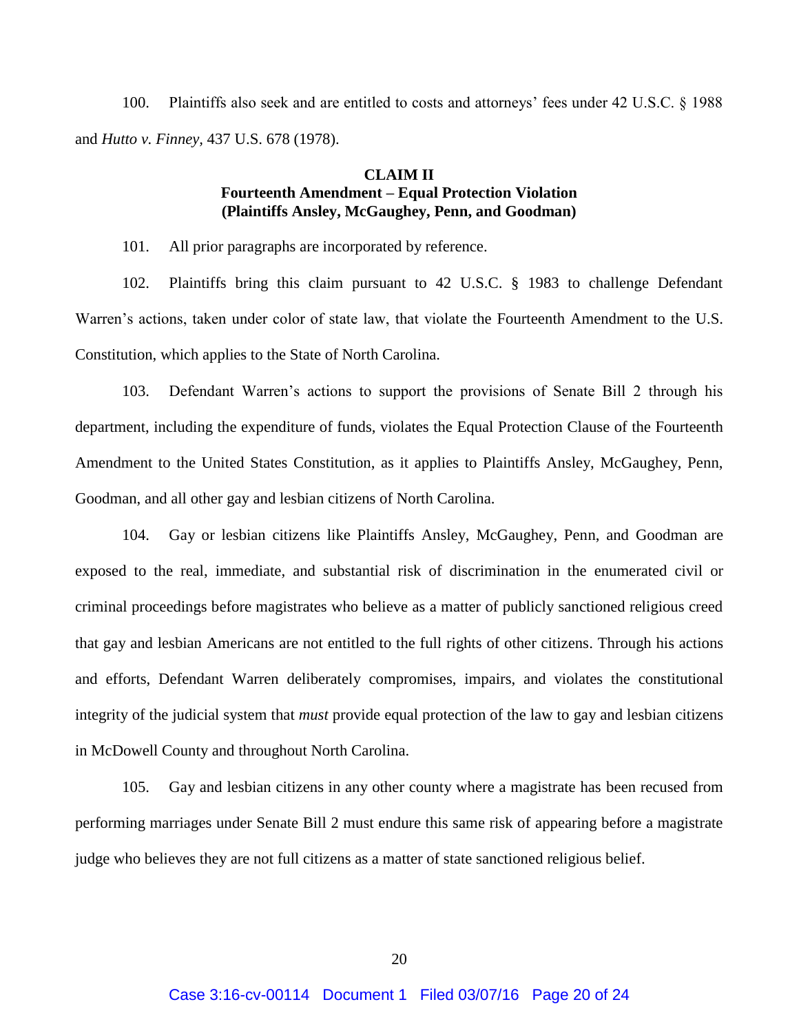100. Plaintiffs also seek and are entitled to costs and attorneys' fees under 42 U.S.C. § 1988 and *Hutto v. Finney*, 437 U.S. 678 (1978).

**CLAIM II**
**Fourteenth Amendment – Equal Protection Violation**
**(Plaintiffs Ansley, McGaughey, Penn, and Goodman)**

101. All prior paragraphs are incorporated by reference.

102. Plaintiffs bring this claim pursuant to 42 U.S.C. § 1983 to challenge Defendant Warren's actions, taken under color of state law, that violate the Fourteenth Amendment to the U.S. Constitution, which applies to the State of North Carolina.

103. Defendant Warren's actions to support the provisions of Senate Bill 2 through his department, including the expenditure of funds, violates the Equal Protection Clause of the Fourteenth Amendment to the United States Constitution, as it applies to Plaintiffs Ansley, McGaughey, Penn, Goodman, and all other gay and lesbian citizens of North Carolina.

104. Gay or lesbian citizens like Plaintiffs Ansley, McGaughey, Penn, and Goodman are exposed to the real, immediate, and substantial risk of discrimination in the enumerated civil or criminal proceedings before magistrates who believe as a matter of publicly sanctioned religious creed that gay and lesbian Americans are not entitled to the full rights of other citizens. Through his actions and efforts, Defendant Warren deliberately compromises, impairs, and violates the constitutional integrity of the judicial system that *must* provide equal protection of the law to gay and lesbian citizens in McDowell County and throughout North Carolina.

105. Gay and lesbian citizens in any other county where a magistrate has been recused from performing marriages under Senate Bill 2 must endure this same risk of appearing before a magistrate judge who believes they are not full citizens as a matter of state sanctioned religious belief.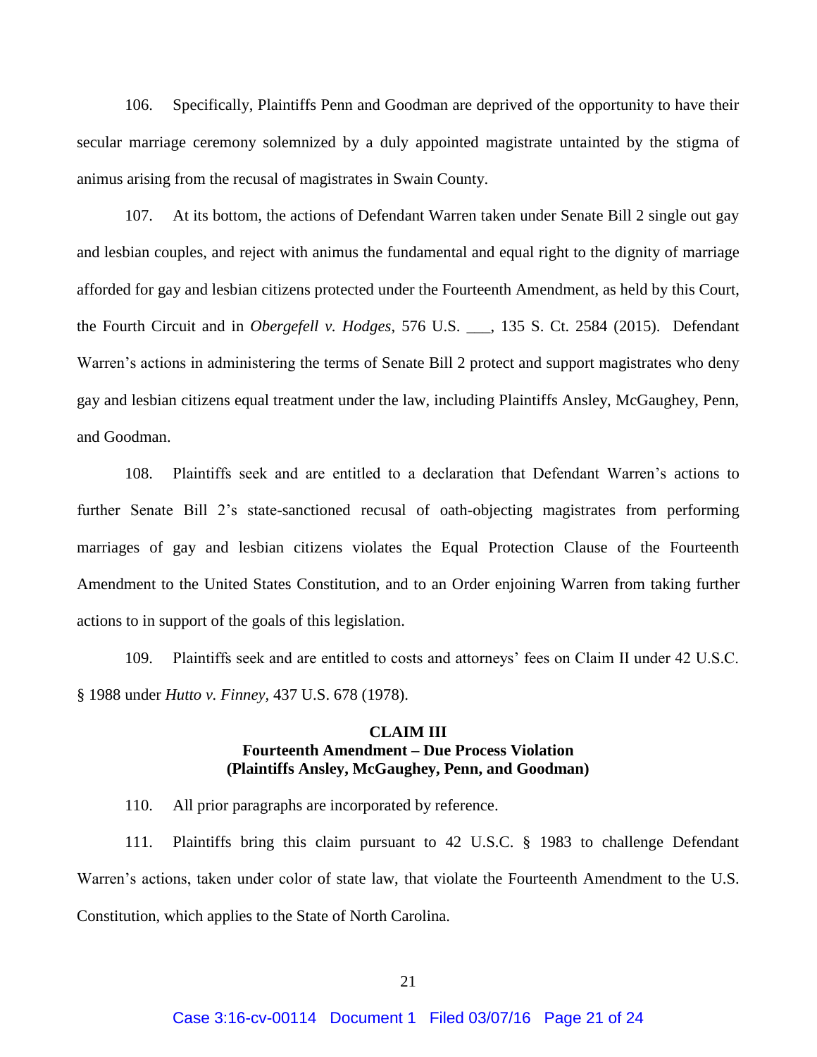106. Specifically, Plaintiffs Penn and Goodman are deprived of the opportunity to have their secular marriage ceremony solemnized by a duly appointed magistrate untainted by the stigma of animus arising from the recusal of magistrates in Swain County.

107. At its bottom, the actions of Defendant Warren taken under Senate Bill 2 single out gay and lesbian couples, and reject with animus the fundamental and equal right to the dignity of marriage afforded for gay and lesbian citizens protected under the Fourteenth Amendment, as held by this Court, the Fourth Circuit and in *Obergefell v. Hodges*, 576 U.S. ___, 135 S. Ct. 2584 (2015). Defendant Warren's actions in administering the terms of Senate Bill 2 protect and support magistrates who deny gay and lesbian citizens equal treatment under the law, including Plaintiffs Ansley, McGaughey, Penn, and Goodman.

108. Plaintiffs seek and are entitled to a declaration that Defendant Warren's actions to further Senate Bill 2's state-sanctioned recusal of oath-objecting magistrates from performing marriages of gay and lesbian citizens violates the Equal Protection Clause of the Fourteenth Amendment to the United States Constitution, and to an Order enjoining Warren from taking further actions to in support of the goals of this legislation.

109. Plaintiffs seek and are entitled to costs and attorneys' fees on Claim II under 42 U.S.C. § 1988 under *Hutto v. Finney*, 437 U.S. 678 (1978).

**CLAIM III**
**Fourteenth Amendment – Due Process Violation**
**(Plaintiffs Ansley, McGaughey, Penn, and Goodman)**

110. All prior paragraphs are incorporated by reference.

111. Plaintiffs bring this claim pursuant to 42 U.S.C. § 1983 to challenge Defendant Warren's actions, taken under color of state law, that violate the Fourteenth Amendment to the U.S. Constitution, which applies to the State of North Carolina.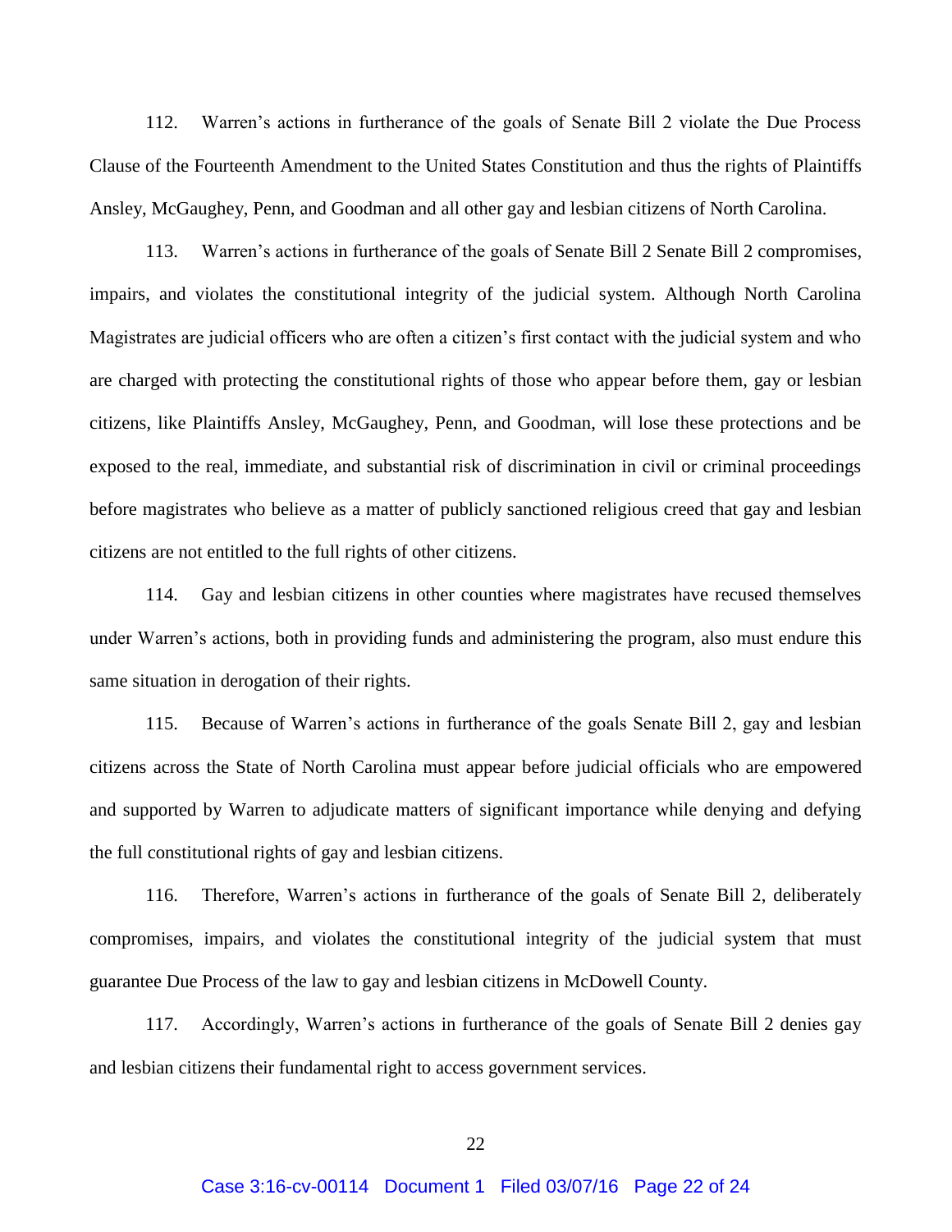112. Warren's actions in furtherance of the goals of Senate Bill 2 violate the Due Process Clause of the Fourteenth Amendment to the United States Constitution and thus the rights of Plaintiffs Ansley, McGaughey, Penn, and Goodman and all other gay and lesbian citizens of North Carolina.

113. Warren's actions in furtherance of the goals of Senate Bill 2 Senate Bill 2 compromises, impairs, and violates the constitutional integrity of the judicial system. Although North Carolina Magistrates are judicial officers who are often a citizen's first contact with the judicial system and who are charged with protecting the constitutional rights of those who appear before them, gay or lesbian citizens, like Plaintiffs Ansley, McGaughey, Penn, and Goodman, will lose these protections and be exposed to the real, immediate, and substantial risk of discrimination in civil or criminal proceedings before magistrates who believe as a matter of publicly sanctioned religious creed that gay and lesbian citizens are not entitled to the full rights of other citizens.

114. Gay and lesbian citizens in other counties where magistrates have recused themselves under Warren's actions, both in providing funds and administering the program, also must endure this same situation in derogation of their rights.

115. Because of Warren's actions in furtherance of the goals Senate Bill 2, gay and lesbian citizens across the State of North Carolina must appear before judicial officials who are empowered and supported by Warren to adjudicate matters of significant importance while denying and defying the full constitutional rights of gay and lesbian citizens.

116. Therefore, Warren's actions in furtherance of the goals of Senate Bill 2, deliberately compromises, impairs, and violates the constitutional integrity of the judicial system that must guarantee Due Process of the law to gay and lesbian citizens in McDowell County.

117. Accordingly, Warren's actions in furtherance of the goals of Senate Bill 2 denies gay and lesbian citizens their fundamental right to access government services.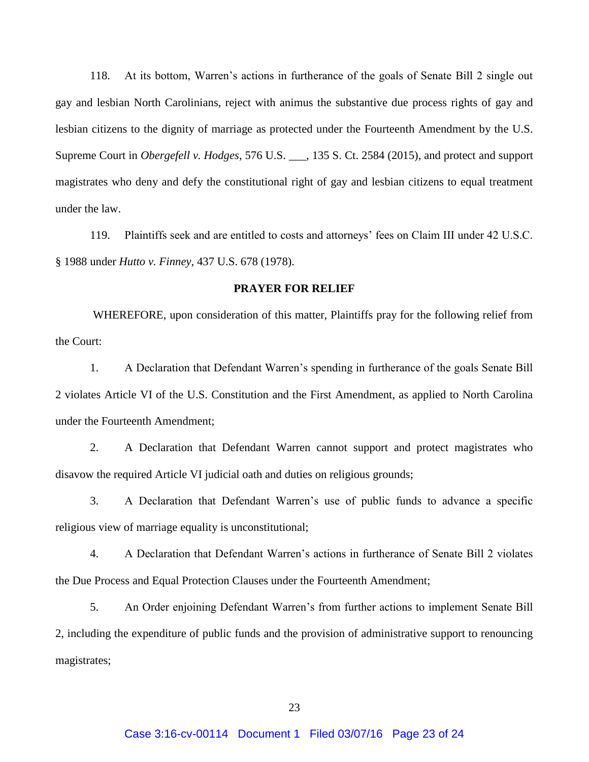118. At its bottom, Warren's actions in furtherance of the goals of Senate Bill 2 single out gay and lesbian North Carolinians, reject with animus the substantive due process rights of gay and lesbian citizens to the dignity of marriage as protected under the Fourteenth Amendment by the U.S. Supreme Court in *Obergefell v. Hodges*, 576 U.S. ___, 135 S. Ct. 2584 (2015), and protect and support magistrates who deny and defy the constitutional right of gay and lesbian citizens to equal treatment under the law.

119. Plaintiffs seek and are entitled to costs and attorneys' fees on Claim III under 42 U.S.C. § 1988 under *Hutto v. Finney*, 437 U.S. 678 (1978).

**PRAYER FOR RELIEF**

WHEREFORE, upon consideration of this matter, Plaintiffs pray for the following relief from the Court:

1. A Declaration that Defendant Warren's spending in furtherance of the goals Senate Bill 2 violates Article VI of the U.S. Constitution and the First Amendment, as applied to North Carolina under the Fourteenth Amendment;

2. A Declaration that Defendant Warren cannot support and protect magistrates who disavow the required Article VI judicial oath and duties on religious grounds;

3. A Declaration that Defendant Warren's use of public funds to advance a specific religious view of marriage equality is unconstitutional;

4. A Declaration that Defendant Warren's actions in furtherance of Senate Bill 2 violates the Due Process and Equal Protection Clauses under the Fourteenth Amendment;

5. An Order enjoining Defendant Warren's from further actions to implement Senate Bill 2, including the expenditure of public funds and the provision of administrative support to renouncing magistrates;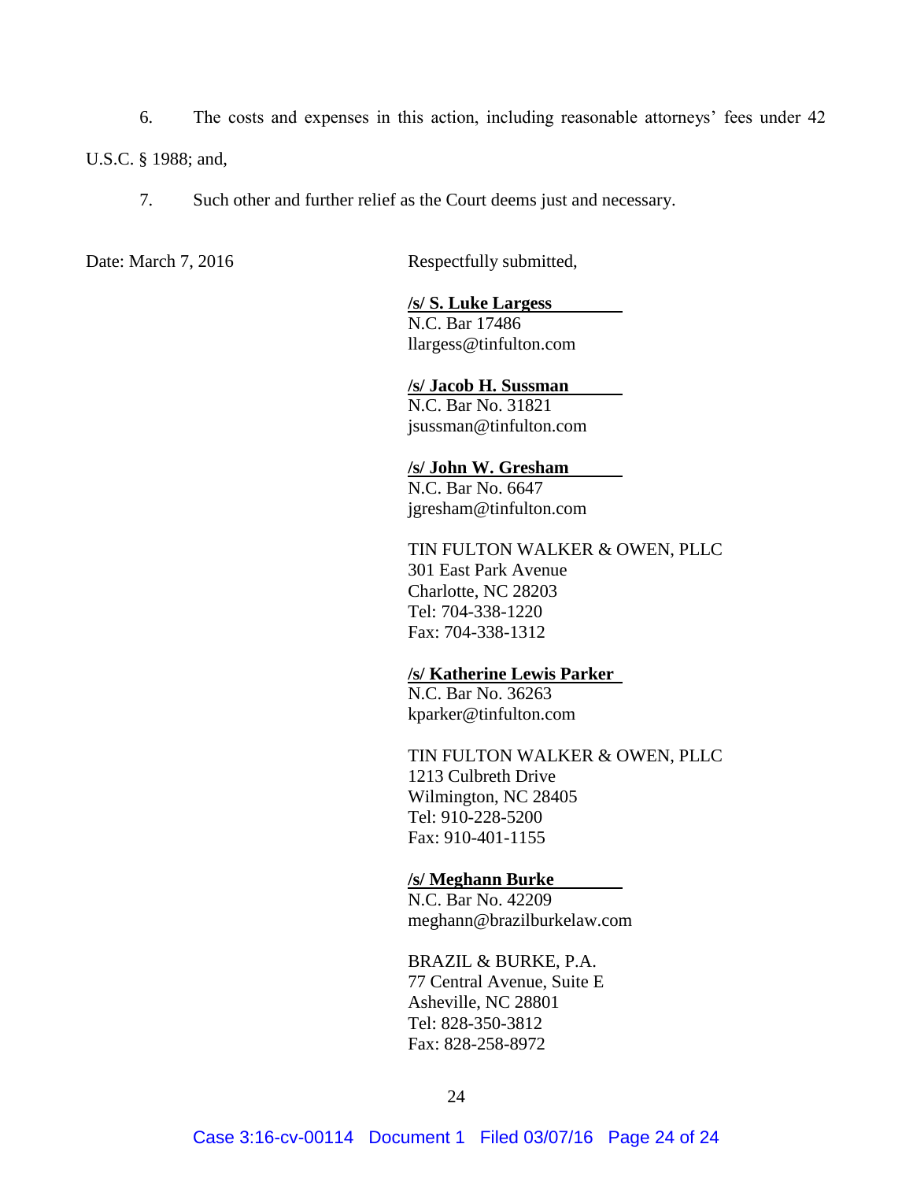6. The costs and expenses in this action, including reasonable attorneys' fees under 42 U.S.C. § 1988; and,

7. Such other and further relief as the Court deems just and necessary.

Date: March 7, 2016

Respectfully submitted,

**/s/ S. Luke Largess**
N.C. Bar 17486
llargess@tinfulton.com

**/s/ Jacob H. Sussman**
N.C. Bar No. 31821
jsussman@tinfulton.com

**/s/ John W. Gresham**
N.C. Bar No. 6647
jgresham@tinfulton.com

TIN FULTON WALKER & OWEN, PLLC
301 East Park Avenue
Charlotte, NC 28203
Tel: 704-338-1220
Fax: 704-338-1312

**/s/ Katherine Lewis Parker**
N.C. Bar No. 36263
kparker@tinfulton.com

TIN FULTON WALKER & OWEN, PLLC
1213 Culbreth Drive
Wilmington, NC 28405
Tel: 910-228-5200
Fax: 910-401-1155

**/s/ Meghann Burke**
N.C. Bar No. 42209
meghann@brazilburkelaw.com

BRAZIL & BURKE, P.A.
77 Central Avenue, Suite E
Asheville, NC 28801
Tel: 828-350-3812
Fax: 828-258-8972